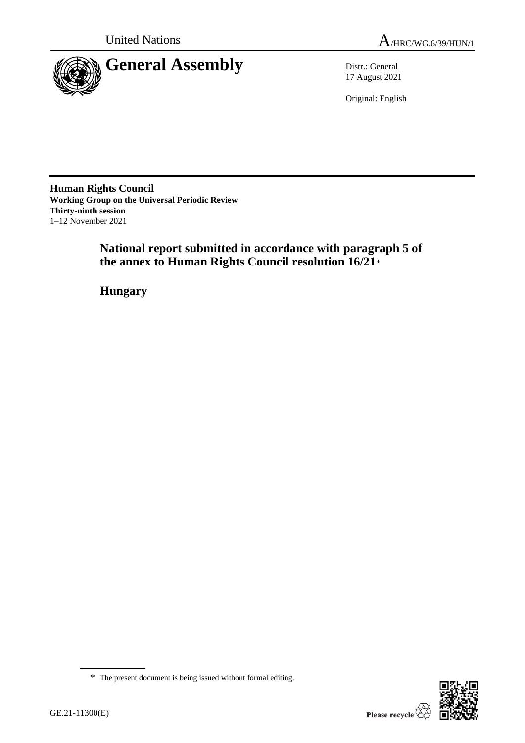United Nations

A/HRC/WG.6/39/HUN/1

# General Assembly

Distr.: General
17 August 2021

Original: English

**Human Rights Council**
**Working Group on the Universal Periodic Review**
**Thirty-ninth session**
1–12 November 2021

## National report submitted in accordance with paragraph 5 of the annex to Human Rights Council resolution 16/21*

## Hungary

\* The present document is being issued without formal editing.

GE.21-11300(E)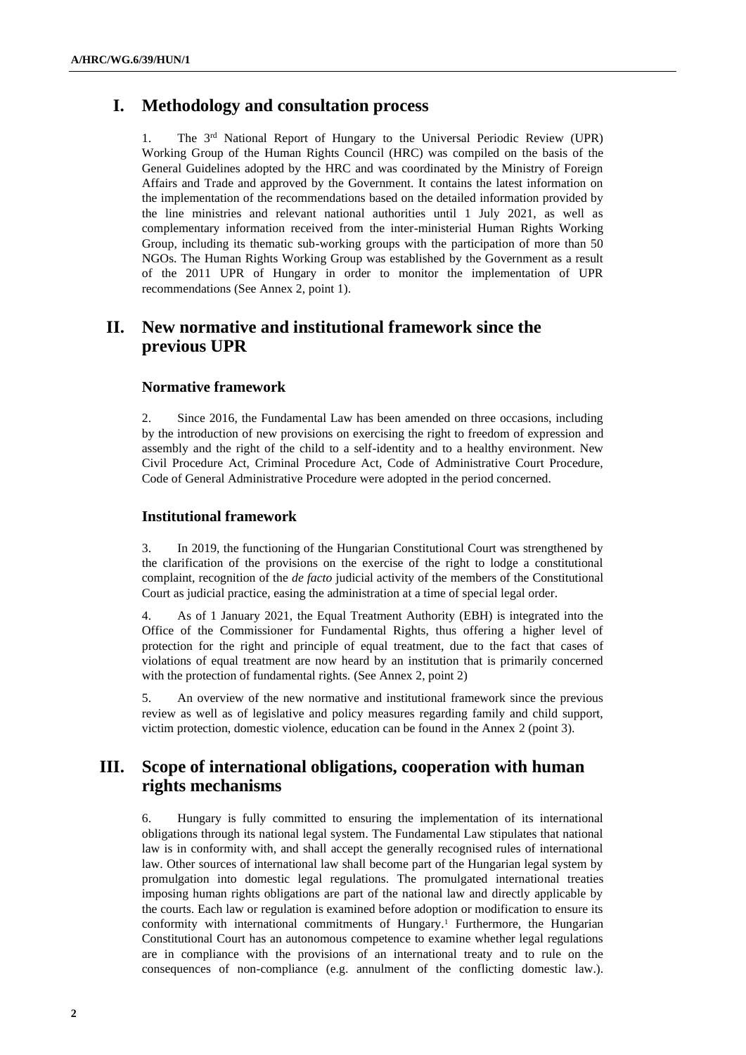# I. Methodology and consultation process

1. The 3rd National Report of Hungary to the Universal Periodic Review (UPR) Working Group of the Human Rights Council (HRC) was compiled on the basis of the General Guidelines adopted by the HRC and was coordinated by the Ministry of Foreign Affairs and Trade and approved by the Government. It contains the latest information on the implementation of the recommendations based on the detailed information provided by the line ministries and relevant national authorities until 1 July 2021, as well as complementary information received from the inter-ministerial Human Rights Working Group, including its thematic sub-working groups with the participation of more than 50 NGOs. The Human Rights Working Group was established by the Government as a result of the 2011 UPR of Hungary in order to monitor the implementation of UPR recommendations (See Annex 2, point 1).

# II. New normative and institutional framework since the previous UPR

### Normative framework

2. Since 2016, the Fundamental Law has been amended on three occasions, including by the introduction of new provisions on exercising the right to freedom of expression and assembly and the right of the child to a self-identity and to a healthy environment. New Civil Procedure Act, Criminal Procedure Act, Code of Administrative Court Procedure, Code of General Administrative Procedure were adopted in the period concerned.

### Institutional framework

3. In 2019, the functioning of the Hungarian Constitutional Court was strengthened by the clarification of the provisions on the exercise of the right to lodge a constitutional complaint, recognition of the *de facto* judicial activity of the members of the Constitutional Court as judicial practice, easing the administration at a time of special legal order.

4. As of 1 January 2021, the Equal Treatment Authority (EBH) is integrated into the Office of the Commissioner for Fundamental Rights, thus offering a higher level of protection for the right and principle of equal treatment, due to the fact that cases of violations of equal treatment are now heard by an institution that is primarily concerned with the protection of fundamental rights. (See Annex 2, point 2)

5. An overview of the new normative and institutional framework since the previous review as well as of legislative and policy measures regarding family and child support, victim protection, domestic violence, education can be found in the Annex 2 (point 3).

# III. Scope of international obligations, cooperation with human rights mechanisms

6. Hungary is fully committed to ensuring the implementation of its international obligations through its national legal system. The Fundamental Law stipulates that national law is in conformity with, and shall accept the generally recognised rules of international law. Other sources of international law shall become part of the Hungarian legal system by promulgation into domestic legal regulations. The promulgated international treaties imposing human rights obligations are part of the national law and directly applicable by the courts. Each law or regulation is examined before adoption or modification to ensure its conformity with international commitments of Hungary.[1] Furthermore, the Hungarian Constitutional Court has an autonomous competence to examine whether legal regulations are in compliance with the provisions of an international treaty and to rule on the consequences of non-compliance (e.g. annulment of the conflicting domestic law.).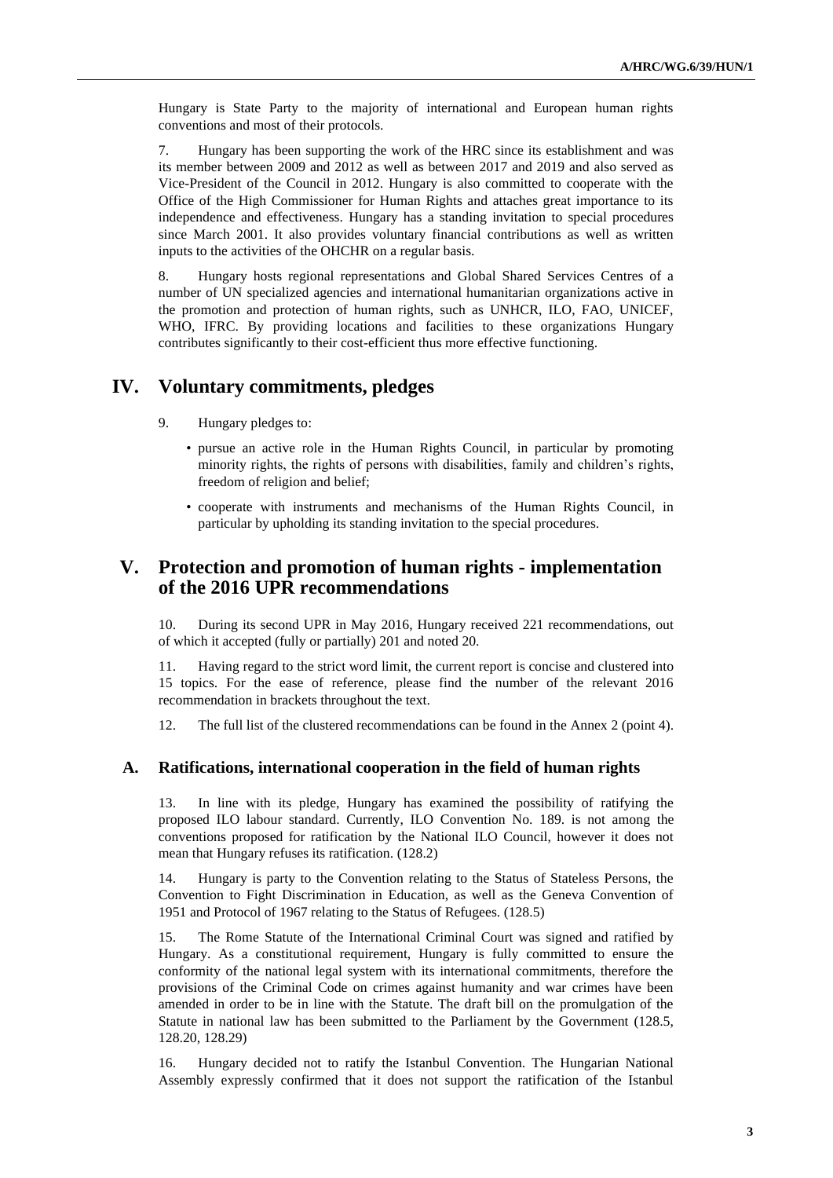Hungary is State Party to the majority of international and European human rights conventions and most of their protocols.

7. Hungary has been supporting the work of the HRC since its establishment and was its member between 2009 and 2012 as well as between 2017 and 2019 and also served as Vice-President of the Council in 2012. Hungary is also committed to cooperate with the Office of the High Commissioner for Human Rights and attaches great importance to its independence and effectiveness. Hungary has a standing invitation to special procedures since March 2001. It also provides voluntary financial contributions as well as written inputs to the activities of the OHCHR on a regular basis.

8. Hungary hosts regional representations and Global Shared Services Centres of a number of UN specialized agencies and international humanitarian organizations active in the promotion and protection of human rights, such as UNHCR, ILO, FAO, UNICEF, WHO, IFRC. By providing locations and facilities to these organizations Hungary contributes significantly to their cost-efficient thus more effective functioning.

# IV. Voluntary commitments, pledges

9. Hungary pledges to:

- pursue an active role in the Human Rights Council, in particular by promoting minority rights, the rights of persons with disabilities, family and children's rights, freedom of religion and belief;
- cooperate with instruments and mechanisms of the Human Rights Council, in particular by upholding its standing invitation to the special procedures.

# V. Protection and promotion of human rights - implementation of the 2016 UPR recommendations

10. During its second UPR in May 2016, Hungary received 221 recommendations, out of which it accepted (fully or partially) 201 and noted 20.

11. Having regard to the strict word limit, the current report is concise and clustered into 15 topics. For the ease of reference, please find the number of the relevant 2016 recommendation in brackets throughout the text.

12. The full list of the clustered recommendations can be found in the Annex 2 (point 4).

## A. Ratifications, international cooperation in the field of human rights

13. In line with its pledge, Hungary has examined the possibility of ratifying the proposed ILO labour standard. Currently, ILO Convention No. 189. is not among the conventions proposed for ratification by the National ILO Council, however it does not mean that Hungary refuses its ratification. (128.2)

14. Hungary is party to the Convention relating to the Status of Stateless Persons, the Convention to Fight Discrimination in Education, as well as the Geneva Convention of 1951 and Protocol of 1967 relating to the Status of Refugees. (128.5)

15. The Rome Statute of the International Criminal Court was signed and ratified by Hungary. As a constitutional requirement, Hungary is fully committed to ensure the conformity of the national legal system with its international commitments, therefore the provisions of the Criminal Code on crimes against humanity and war crimes have been amended in order to be in line with the Statute. The draft bill on the promulgation of the Statute in national law has been submitted to the Parliament by the Government (128.5, 128.20, 128.29)

16. Hungary decided not to ratify the Istanbul Convention. The Hungarian National Assembly expressly confirmed that it does not support the ratification of the Istanbul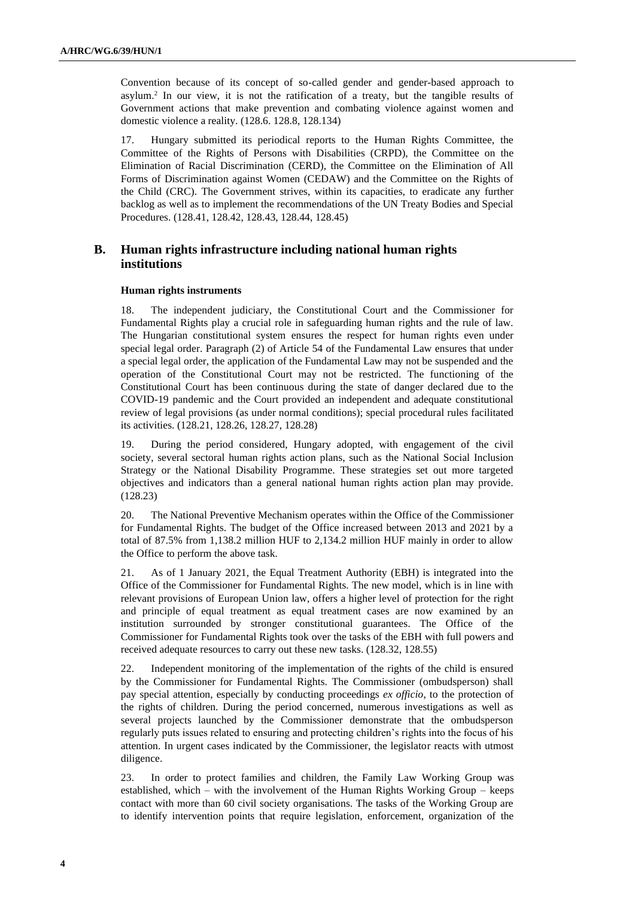Convention because of its concept of so-called gender and gender-based approach to asylum.[2] In our view, it is not the ratification of a treaty, but the tangible results of Government actions that make prevention and combating violence against women and domestic violence a reality. (128.6. 128.8, 128.134)

17. Hungary submitted its periodical reports to the Human Rights Committee, the Committee of the Rights of Persons with Disabilities (CRPD), the Committee on the Elimination of Racial Discrimination (CERD), the Committee on the Elimination of All Forms of Discrimination against Women (CEDAW) and the Committee on the Rights of the Child (CRC). The Government strives, within its capacities, to eradicate any further backlog as well as to implement the recommendations of the UN Treaty Bodies and Special Procedures. (128.41, 128.42, 128.43, 128.44, 128.45)

## B. Human rights infrastructure including national human rights institutions

### Human rights instruments

18. The independent judiciary, the Constitutional Court and the Commissioner for Fundamental Rights play a crucial role in safeguarding human rights and the rule of law. The Hungarian constitutional system ensures the respect for human rights even under special legal order. Paragraph (2) of Article 54 of the Fundamental Law ensures that under a special legal order, the application of the Fundamental Law may not be suspended and the operation of the Constitutional Court may not be restricted. The functioning of the Constitutional Court has been continuous during the state of danger declared due to the COVID-19 pandemic and the Court provided an independent and adequate constitutional review of legal provisions (as under normal conditions); special procedural rules facilitated its activities. (128.21, 128.26, 128.27, 128.28)

19. During the period considered, Hungary adopted, with engagement of the civil society, several sectoral human rights action plans, such as the National Social Inclusion Strategy or the National Disability Programme. These strategies set out more targeted objectives and indicators than a general national human rights action plan may provide. (128.23)

20. The National Preventive Mechanism operates within the Office of the Commissioner for Fundamental Rights. The budget of the Office increased between 2013 and 2021 by a total of 87.5% from 1,138.2 million HUF to 2,134.2 million HUF mainly in order to allow the Office to perform the above task.

21. As of 1 January 2021, the Equal Treatment Authority (EBH) is integrated into the Office of the Commissioner for Fundamental Rights. The new model, which is in line with relevant provisions of European Union law, offers a higher level of protection for the right and principle of equal treatment as equal treatment cases are now examined by an institution surrounded by stronger constitutional guarantees. The Office of the Commissioner for Fundamental Rights took over the tasks of the EBH with full powers and received adequate resources to carry out these new tasks. (128.32, 128.55)

22. Independent monitoring of the implementation of the rights of the child is ensured by the Commissioner for Fundamental Rights. The Commissioner (ombudsperson) shall pay special attention, especially by conducting proceedings *ex officio*, to the protection of the rights of children. During the period concerned, numerous investigations as well as several projects launched by the Commissioner demonstrate that the ombudsperson regularly puts issues related to ensuring and protecting children's rights into the focus of his attention. In urgent cases indicated by the Commissioner, the legislator reacts with utmost diligence.

23. In order to protect families and children, the Family Law Working Group was established, which – with the involvement of the Human Rights Working Group – keeps contact with more than 60 civil society organisations. The tasks of the Working Group are to identify intervention points that require legislation, enforcement, organization of the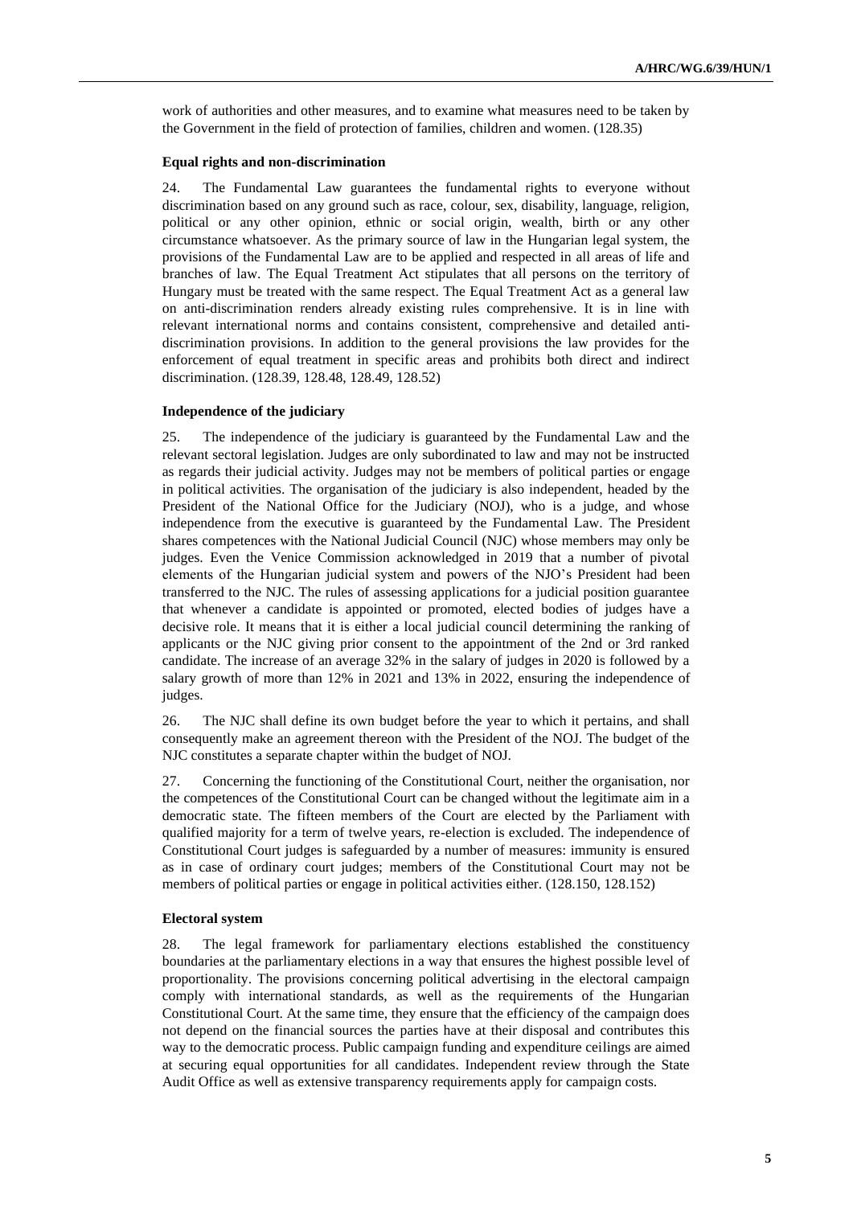work of authorities and other measures, and to examine what measures need to be taken by the Government in the field of protection of families, children and women. (128.35)

#### Equal rights and non-discrimination

24. The Fundamental Law guarantees the fundamental rights to everyone without discrimination based on any ground such as race, colour, sex, disability, language, religion, political or any other opinion, ethnic or social origin, wealth, birth or any other circumstance whatsoever. As the primary source of law in the Hungarian legal system, the provisions of the Fundamental Law are to be applied and respected in all areas of life and branches of law. The Equal Treatment Act stipulates that all persons on the territory of Hungary must be treated with the same respect. The Equal Treatment Act as a general law on anti-discrimination renders already existing rules comprehensive. It is in line with relevant international norms and contains consistent, comprehensive and detailed anti-discrimination provisions. In addition to the general provisions the law provides for the enforcement of equal treatment in specific areas and prohibits both direct and indirect discrimination. (128.39, 128.48, 128.49, 128.52)

#### Independence of the judiciary

25. The independence of the judiciary is guaranteed by the Fundamental Law and the relevant sectoral legislation. Judges are only subordinated to law and may not be instructed as regards their judicial activity. Judges may not be members of political parties or engage in political activities. The organisation of the judiciary is also independent, headed by the President of the National Office for the Judiciary (NOJ), who is a judge, and whose independence from the executive is guaranteed by the Fundamental Law. The President shares competences with the National Judicial Council (NJC) whose members may only be judges. Even the Venice Commission acknowledged in 2019 that a number of pivotal elements of the Hungarian judicial system and powers of the NJO's President had been transferred to the NJC. The rules of assessing applications for a judicial position guarantee that whenever a candidate is appointed or promoted, elected bodies of judges have a decisive role. It means that it is either a local judicial council determining the ranking of applicants or the NJC giving prior consent to the appointment of the 2nd or 3rd ranked candidate. The increase of an average 32% in the salary of judges in 2020 is followed by a salary growth of more than 12% in 2021 and 13% in 2022, ensuring the independence of judges.

26. The NJC shall define its own budget before the year to which it pertains, and shall consequently make an agreement thereon with the President of the NOJ. The budget of the NJC constitutes a separate chapter within the budget of NOJ.

27. Concerning the functioning of the Constitutional Court, neither the organisation, nor the competences of the Constitutional Court can be changed without the legitimate aim in a democratic state. The fifteen members of the Court are elected by the Parliament with qualified majority for a term of twelve years, re-election is excluded. The independence of Constitutional Court judges is safeguarded by a number of measures: immunity is ensured as in case of ordinary court judges; members of the Constitutional Court may not be members of political parties or engage in political activities either. (128.150, 128.152)

#### Electoral system

28. The legal framework for parliamentary elections established the constituency boundaries at the parliamentary elections in a way that ensures the highest possible level of proportionality. The provisions concerning political advertising in the electoral campaign comply with international standards, as well as the requirements of the Hungarian Constitutional Court. At the same time, they ensure that the efficiency of the campaign does not depend on the financial sources the parties have at their disposal and contributes this way to the democratic process. Public campaign funding and expenditure ceilings are aimed at securing equal opportunities for all candidates. Independent review through the State Audit Office as well as extensive transparency requirements apply for campaign costs.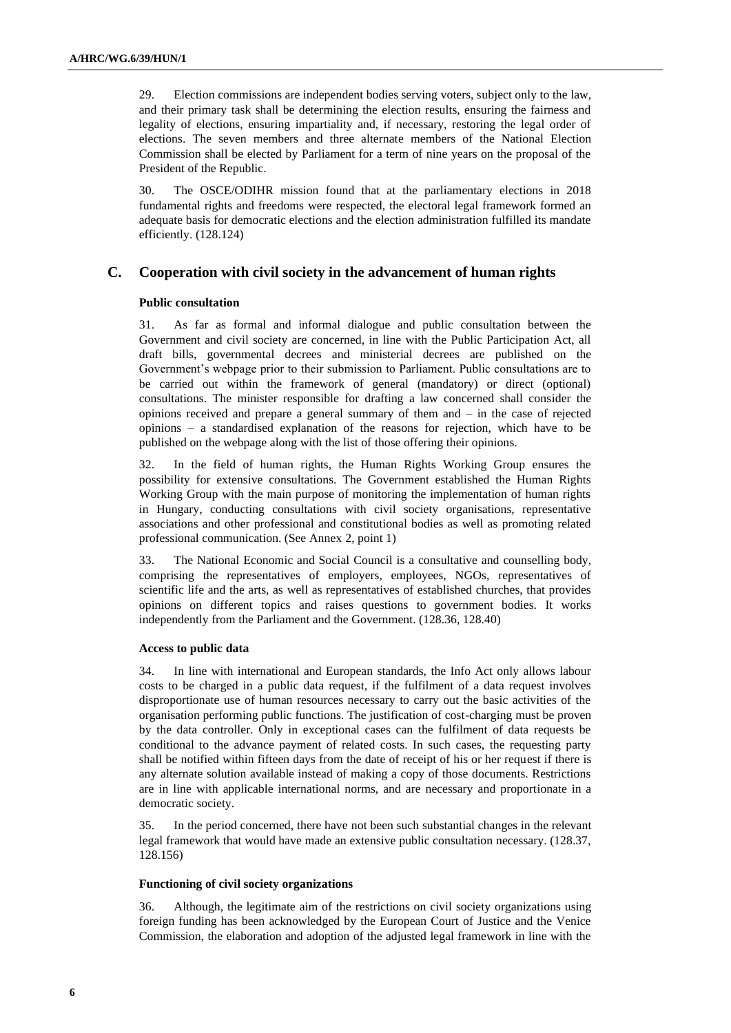29. Election commissions are independent bodies serving voters, subject only to the law, and their primary task shall be determining the election results, ensuring the fairness and legality of elections, ensuring impartiality and, if necessary, restoring the legal order of elections. The seven members and three alternate members of the National Election Commission shall be elected by Parliament for a term of nine years on the proposal of the President of the Republic.

30. The OSCE/ODIHR mission found that at the parliamentary elections in 2018 fundamental rights and freedoms were respected, the electoral legal framework formed an adequate basis for democratic elections and the election administration fulfilled its mandate efficiently. (128.124)

## C. Cooperation with civil society in the advancement of human rights

### Public consultation

31. As far as formal and informal dialogue and public consultation between the Government and civil society are concerned, in line with the Public Participation Act, all draft bills, governmental decrees and ministerial decrees are published on the Government's webpage prior to their submission to Parliament. Public consultations are to be carried out within the framework of general (mandatory) or direct (optional) consultations. The minister responsible for drafting a law concerned shall consider the opinions received and prepare a general summary of them and – in the case of rejected opinions – a standardised explanation of the reasons for rejection, which have to be published on the webpage along with the list of those offering their opinions.

32. In the field of human rights, the Human Rights Working Group ensures the possibility for extensive consultations. The Government established the Human Rights Working Group with the main purpose of monitoring the implementation of human rights in Hungary, conducting consultations with civil society organisations, representative associations and other professional and constitutional bodies as well as promoting related professional communication. (See Annex 2, point 1)

33. The National Economic and Social Council is a consultative and counselling body, comprising the representatives of employers, employees, NGOs, representatives of scientific life and the arts, as well as representatives of established churches, that provides opinions on different topics and raises questions to government bodies. It works independently from the Parliament and the Government. (128.36, 128.40)

### Access to public data

34. In line with international and European standards, the Info Act only allows labour costs to be charged in a public data request, if the fulfilment of a data request involves disproportionate use of human resources necessary to carry out the basic activities of the organisation performing public functions. The justification of cost-charging must be proven by the data controller. Only in exceptional cases can the fulfilment of data requests be conditional to the advance payment of related costs. In such cases, the requesting party shall be notified within fifteen days from the date of receipt of his or her request if there is any alternate solution available instead of making a copy of those documents. Restrictions are in line with applicable international norms, and are necessary and proportionate in a democratic society.

35. In the period concerned, there have not been such substantial changes in the relevant legal framework that would have made an extensive public consultation necessary. (128.37, 128.156)

### Functioning of civil society organizations

36. Although, the legitimate aim of the restrictions on civil society organizations using foreign funding has been acknowledged by the European Court of Justice and the Venice Commission, the elaboration and adoption of the adjusted legal framework in line with the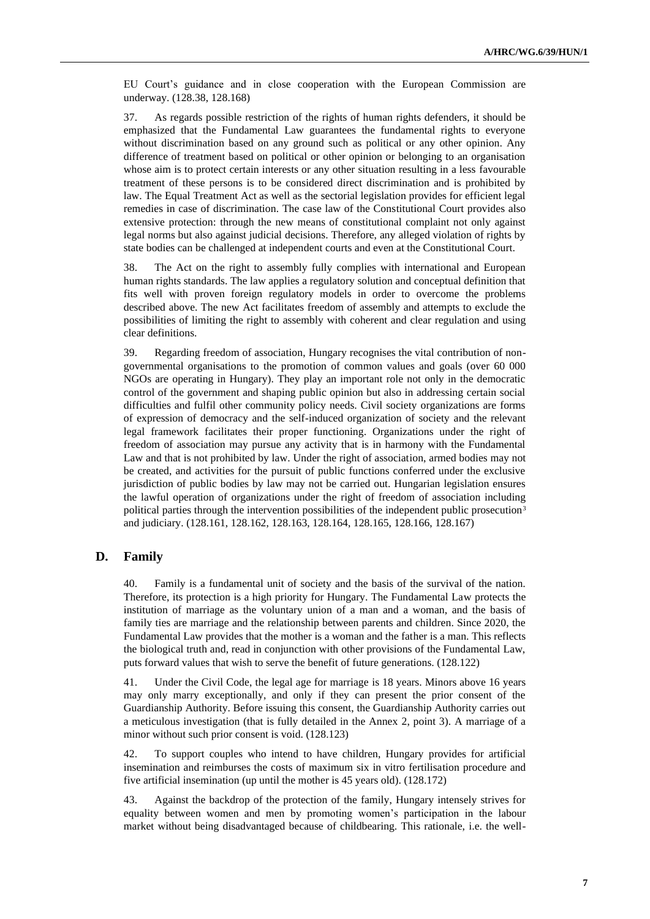EU Court's guidance and in close cooperation with the European Commission are underway. (128.38, 128.168)

37. As regards possible restriction of the rights of human rights defenders, it should be emphasized that the Fundamental Law guarantees the fundamental rights to everyone without discrimination based on any ground such as political or any other opinion. Any difference of treatment based on political or other opinion or belonging to an organisation whose aim is to protect certain interests or any other situation resulting in a less favourable treatment of these persons is to be considered direct discrimination and is prohibited by law. The Equal Treatment Act as well as the sectorial legislation provides for efficient legal remedies in case of discrimination. The case law of the Constitutional Court provides also extensive protection: through the new means of constitutional complaint not only against legal norms but also against judicial decisions. Therefore, any alleged violation of rights by state bodies can be challenged at independent courts and even at the Constitutional Court.

38. The Act on the right to assembly fully complies with international and European human rights standards. The law applies a regulatory solution and conceptual definition that fits well with proven foreign regulatory models in order to overcome the problems described above. The new Act facilitates freedom of assembly and attempts to exclude the possibilities of limiting the right to assembly with coherent and clear regulation and using clear definitions.

39. Regarding freedom of association, Hungary recognises the vital contribution of non-governmental organisations to the promotion of common values and goals (over 60 000 NGOs are operating in Hungary). They play an important role not only in the democratic control of the government and shaping public opinion but also in addressing certain social difficulties and fulfil other community policy needs. Civil society organizations are forms of expression of democracy and the self-induced organization of society and the relevant legal framework facilitates their proper functioning. Organizations under the right of freedom of association may pursue any activity that is in harmony with the Fundamental Law and that is not prohibited by law. Under the right of association, armed bodies may not be created, and activities for the pursuit of public functions conferred under the exclusive jurisdiction of public bodies by law may not be carried out. Hungarian legislation ensures the lawful operation of organizations under the right of freedom of association including political parties through the intervention possibilities of the independent public prosecution[3] and judiciary. (128.161, 128.162, 128.163, 128.164, 128.165, 128.166, 128.167)

## D. Family

40. Family is a fundamental unit of society and the basis of the survival of the nation. Therefore, its protection is a high priority for Hungary. The Fundamental Law protects the institution of marriage as the voluntary union of a man and a woman, and the basis of family ties are marriage and the relationship between parents and children. Since 2020, the Fundamental Law provides that the mother is a woman and the father is a man. This reflects the biological truth and, read in conjunction with other provisions of the Fundamental Law, puts forward values that wish to serve the benefit of future generations. (128.122)

41. Under the Civil Code, the legal age for marriage is 18 years. Minors above 16 years may only marry exceptionally, and only if they can present the prior consent of the Guardianship Authority. Before issuing this consent, the Guardianship Authority carries out a meticulous investigation (that is fully detailed in the Annex 2, point 3). A marriage of a minor without such prior consent is void. (128.123)

42. To support couples who intend to have children, Hungary provides for artificial insemination and reimburses the costs of maximum six in vitro fertilisation procedure and five artificial insemination (up until the mother is 45 years old). (128.172)

43. Against the backdrop of the protection of the family, Hungary intensely strives for equality between women and men by promoting women's participation in the labour market without being disadvantaged because of childbearing. This rationale, i.e. the well-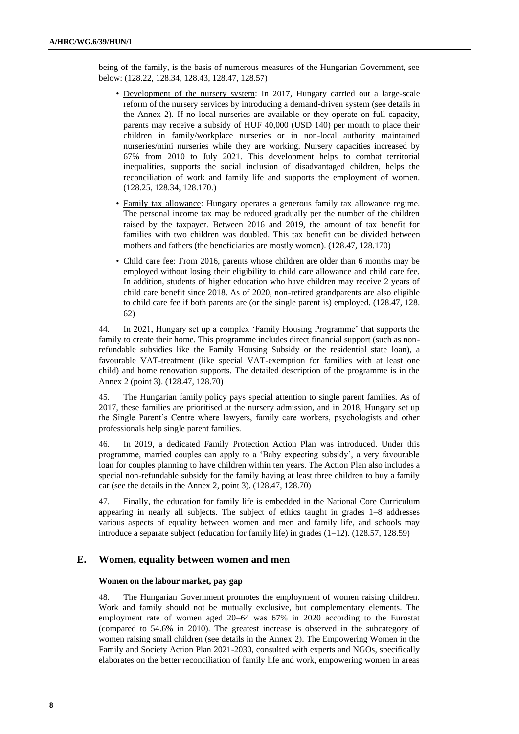being of the family, is the basis of numerous measures of the Hungarian Government, see below: (128.22, 128.34, 128.43, 128.47, 128.57)

- Development of the nursery system: In 2017, Hungary carried out a large-scale reform of the nursery services by introducing a demand-driven system (see details in the Annex 2). If no local nurseries are available or they operate on full capacity, parents may receive a subsidy of HUF 40,000 (USD 140) per month to place their children in family/workplace nurseries or in non-local authority maintained nurseries/mini nurseries while they are working. Nursery capacities increased by 67% from 2010 to July 2021. This development helps to combat territorial inequalities, supports the social inclusion of disadvantaged children, helps the reconciliation of work and family life and supports the employment of women. (128.25, 128.34, 128.170.)
- Family tax allowance: Hungary operates a generous family tax allowance regime. The personal income tax may be reduced gradually per the number of the children raised by the taxpayer. Between 2016 and 2019, the amount of tax benefit for families with two children was doubled. This tax benefit can be divided between mothers and fathers (the beneficiaries are mostly women). (128.47, 128.170)
- Child care fee: From 2016, parents whose children are older than 6 months may be employed without losing their eligibility to child care allowance and child care fee. In addition, students of higher education who have children may receive 2 years of child care benefit since 2018. As of 2020, non-retired grandparents are also eligible to child care fee if both parents are (or the single parent is) employed. (128.47, 128. 62)

44. In 2021, Hungary set up a complex 'Family Housing Programme' that supports the family to create their home. This programme includes direct financial support (such as non-refundable subsidies like the Family Housing Subsidy or the residential state loan), a favourable VAT-treatment (like special VAT-exemption for families with at least one child) and home renovation supports. The detailed description of the programme is in the Annex 2 (point 3). (128.47, 128.70)

45. The Hungarian family policy pays special attention to single parent families. As of 2017, these families are prioritised at the nursery admission, and in 2018, Hungary set up the Single Parent's Centre where lawyers, family care workers, psychologists and other professionals help single parent families.

46. In 2019, a dedicated Family Protection Action Plan was introduced. Under this programme, married couples can apply to a 'Baby expecting subsidy', a very favourable loan for couples planning to have children within ten years. The Action Plan also includes a special non-refundable subsidy for the family having at least three children to buy a family car (see the details in the Annex 2, point 3). (128.47, 128.70)

47. Finally, the education for family life is embedded in the National Core Curriculum appearing in nearly all subjects. The subject of ethics taught in grades 1–8 addresses various aspects of equality between women and men and family life, and schools may introduce a separate subject (education for family life) in grades (1–12). (128.57, 128.59)

## E. Women, equality between women and men

### Women on the labour market, pay gap

48. The Hungarian Government promotes the employment of women raising children. Work and family should not be mutually exclusive, but complementary elements. The employment rate of women aged 20–64 was 67% in 2020 according to the Eurostat (compared to 54.6% in 2010). The greatest increase is observed in the subcategory of women raising small children (see details in the Annex 2). The Empowering Women in the Family and Society Action Plan 2021-2030, consulted with experts and NGOs, specifically elaborates on the better reconciliation of family life and work, empowering women in areas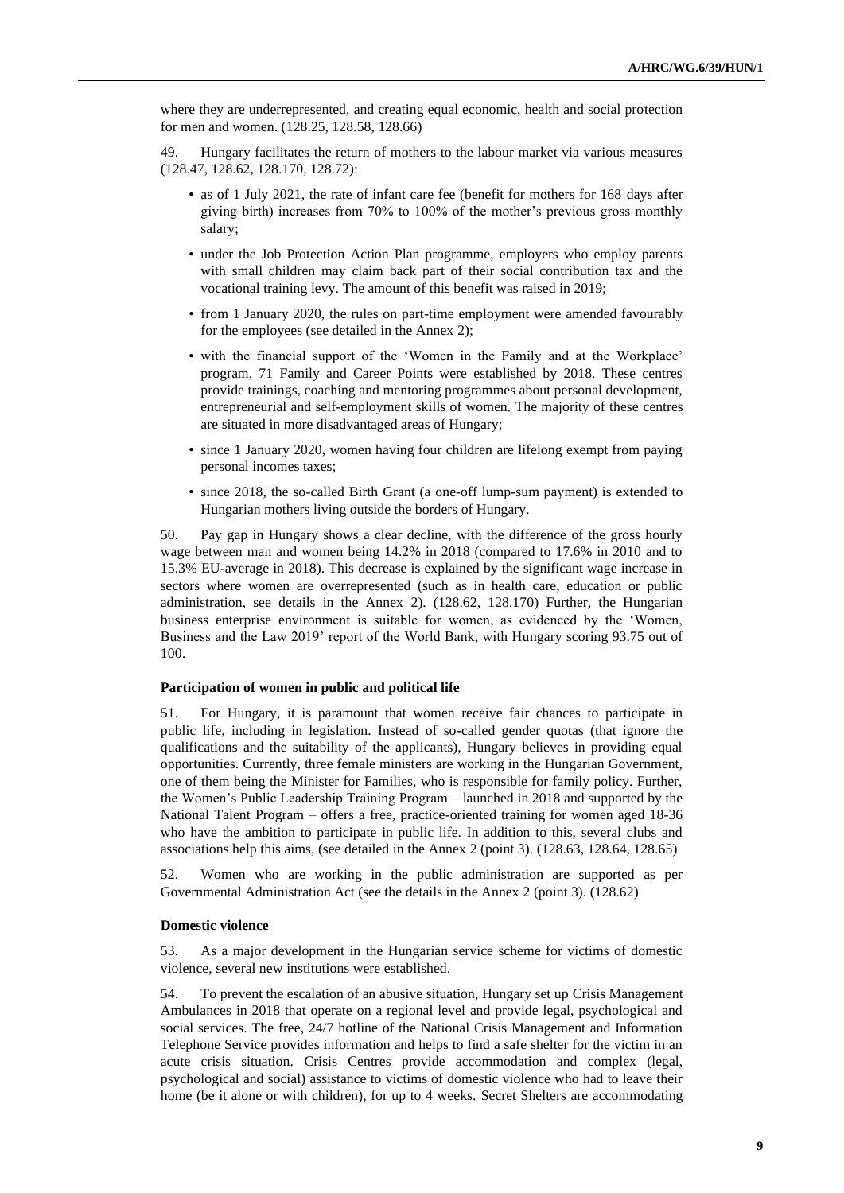where they are underrepresented, and creating equal economic, health and social protection for men and women. (128.25, 128.58, 128.66)

49. Hungary facilitates the return of mothers to the labour market via various measures (128.47, 128.62, 128.170, 128.72):

- as of 1 July 2021, the rate of infant care fee (benefit for mothers for 168 days after giving birth) increases from 70% to 100% of the mother's previous gross monthly salary;
- under the Job Protection Action Plan programme, employers who employ parents with small children may claim back part of their social contribution tax and the vocational training levy. The amount of this benefit was raised in 2019;
- from 1 January 2020, the rules on part-time employment were amended favourably for the employees (see detailed in the Annex 2);
- with the financial support of the 'Women in the Family and at the Workplace' program, 71 Family and Career Points were established by 2018. These centres provide trainings, coaching and mentoring programmes about personal development, entrepreneurial and self-employment skills of women. The majority of these centres are situated in more disadvantaged areas of Hungary;
- since 1 January 2020, women having four children are lifelong exempt from paying personal incomes taxes;
- since 2018, the so-called Birth Grant (a one-off lump-sum payment) is extended to Hungarian mothers living outside the borders of Hungary.

50. Pay gap in Hungary shows a clear decline, with the difference of the gross hourly wage between man and women being 14.2% in 2018 (compared to 17.6% in 2010 and to 15.3% EU-average in 2018). This decrease is explained by the significant wage increase in sectors where women are overrepresented (such as in health care, education or public administration, see details in the Annex 2). (128.62, 128.170) Further, the Hungarian business enterprise environment is suitable for women, as evidenced by the 'Women, Business and the Law 2019' report of the World Bank, with Hungary scoring 93.75 out of 100.

#### Participation of women in public and political life

51. For Hungary, it is paramount that women receive fair chances to participate in public life, including in legislation. Instead of so-called gender quotas (that ignore the qualifications and the suitability of the applicants), Hungary believes in providing equal opportunities. Currently, three female ministers are working in the Hungarian Government, one of them being the Minister for Families, who is responsible for family policy. Further, the Women's Public Leadership Training Program – launched in 2018 and supported by the National Talent Program – offers a free, practice-oriented training for women aged 18-36 who have the ambition to participate in public life. In addition to this, several clubs and associations help this aims, (see detailed in the Annex 2 (point 3). (128.63, 128.64, 128.65)

52. Women who are working in the public administration are supported as per Governmental Administration Act (see the details in the Annex 2 (point 3). (128.62)

#### Domestic violence

53. As a major development in the Hungarian service scheme for victims of domestic violence, several new institutions were established.

54. To prevent the escalation of an abusive situation, Hungary set up Crisis Management Ambulances in 2018 that operate on a regional level and provide legal, psychological and social services. The free, 24/7 hotline of the National Crisis Management and Information Telephone Service provides information and helps to find a safe shelter for the victim in an acute crisis situation. Crisis Centres provide accommodation and complex (legal, psychological and social) assistance to victims of domestic violence who had to leave their home (be it alone or with children), for up to 4 weeks. Secret Shelters are accommodating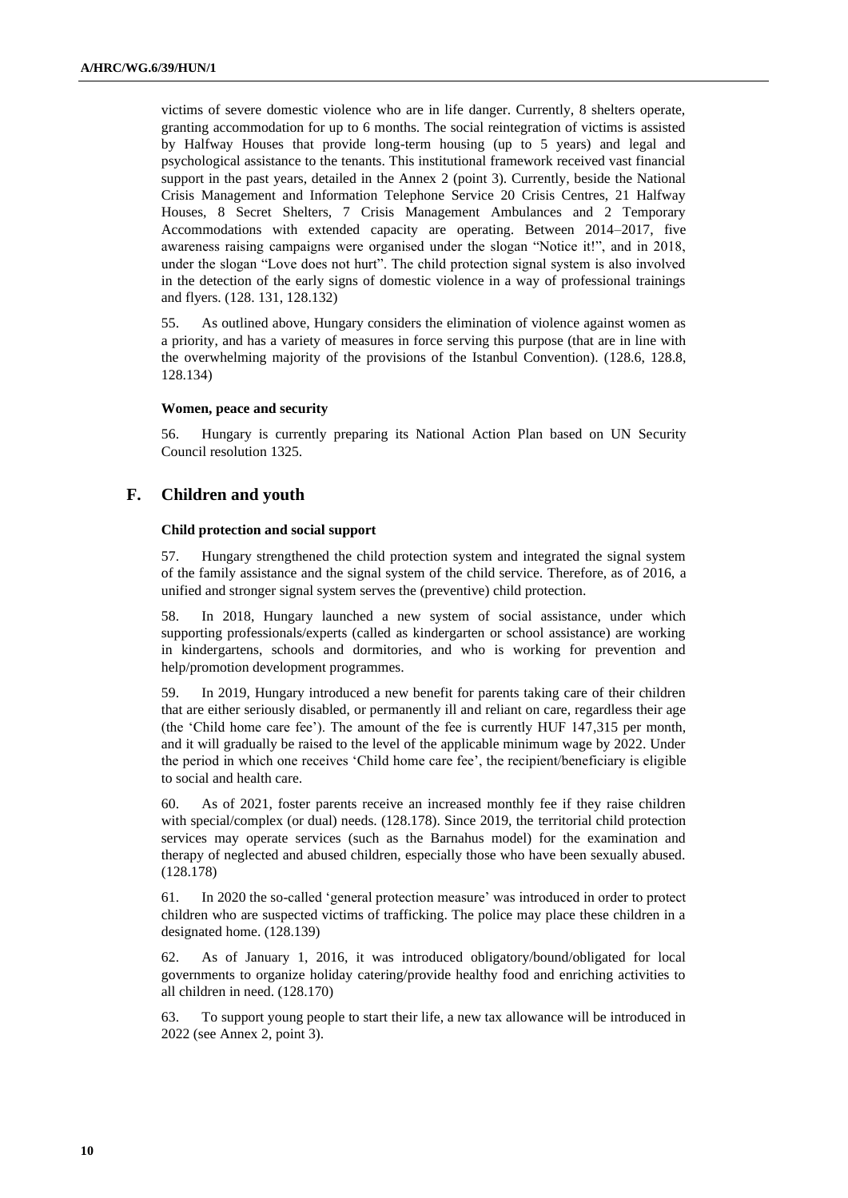victims of severe domestic violence who are in life danger. Currently, 8 shelters operate, granting accommodation for up to 6 months. The social reintegration of victims is assisted by Halfway Houses that provide long-term housing (up to 5 years) and legal and psychological assistance to the tenants. This institutional framework received vast financial support in the past years, detailed in the Annex 2 (point 3). Currently, beside the National Crisis Management and Information Telephone Service 20 Crisis Centres, 21 Halfway Houses, 8 Secret Shelters, 7 Crisis Management Ambulances and 2 Temporary Accommodations with extended capacity are operating. Between 2014–2017, five awareness raising campaigns were organised under the slogan "Notice it!", and in 2018, under the slogan "Love does not hurt". The child protection signal system is also involved in the detection of the early signs of domestic violence in a way of professional trainings and flyers. (128. 131, 128.132)

55. As outlined above, Hungary considers the elimination of violence against women as a priority, and has a variety of measures in force serving this purpose (that are in line with the overwhelming majority of the provisions of the Istanbul Convention). (128.6, 128.8, 128.134)

#### Women, peace and security

56. Hungary is currently preparing its National Action Plan based on UN Security Council resolution 1325.

### F. Children and youth

#### Child protection and social support

57. Hungary strengthened the child protection system and integrated the signal system of the family assistance and the signal system of the child service. Therefore, as of 2016, a unified and stronger signal system serves the (preventive) child protection.

58. In 2018, Hungary launched a new system of social assistance, under which supporting professionals/experts (called as kindergarten or school assistance) are working in kindergartens, schools and dormitories, and who is working for prevention and help/promotion development programmes.

59. In 2019, Hungary introduced a new benefit for parents taking care of their children that are either seriously disabled, or permanently ill and reliant on care, regardless their age (the 'Child home care fee'). The amount of the fee is currently HUF 147,315 per month, and it will gradually be raised to the level of the applicable minimum wage by 2022. Under the period in which one receives 'Child home care fee', the recipient/beneficiary is eligible to social and health care.

60. As of 2021, foster parents receive an increased monthly fee if they raise children with special/complex (or dual) needs. (128.178). Since 2019, the territorial child protection services may operate services (such as the Barnahus model) for the examination and therapy of neglected and abused children, especially those who have been sexually abused. (128.178)

61. In 2020 the so-called 'general protection measure' was introduced in order to protect children who are suspected victims of trafficking. The police may place these children in a designated home. (128.139)

62. As of January 1, 2016, it was introduced obligatory/bound/obligated for local governments to organize holiday catering/provide healthy food and enriching activities to all children in need. (128.170)

63. To support young people to start their life, a new tax allowance will be introduced in 2022 (see Annex 2, point 3).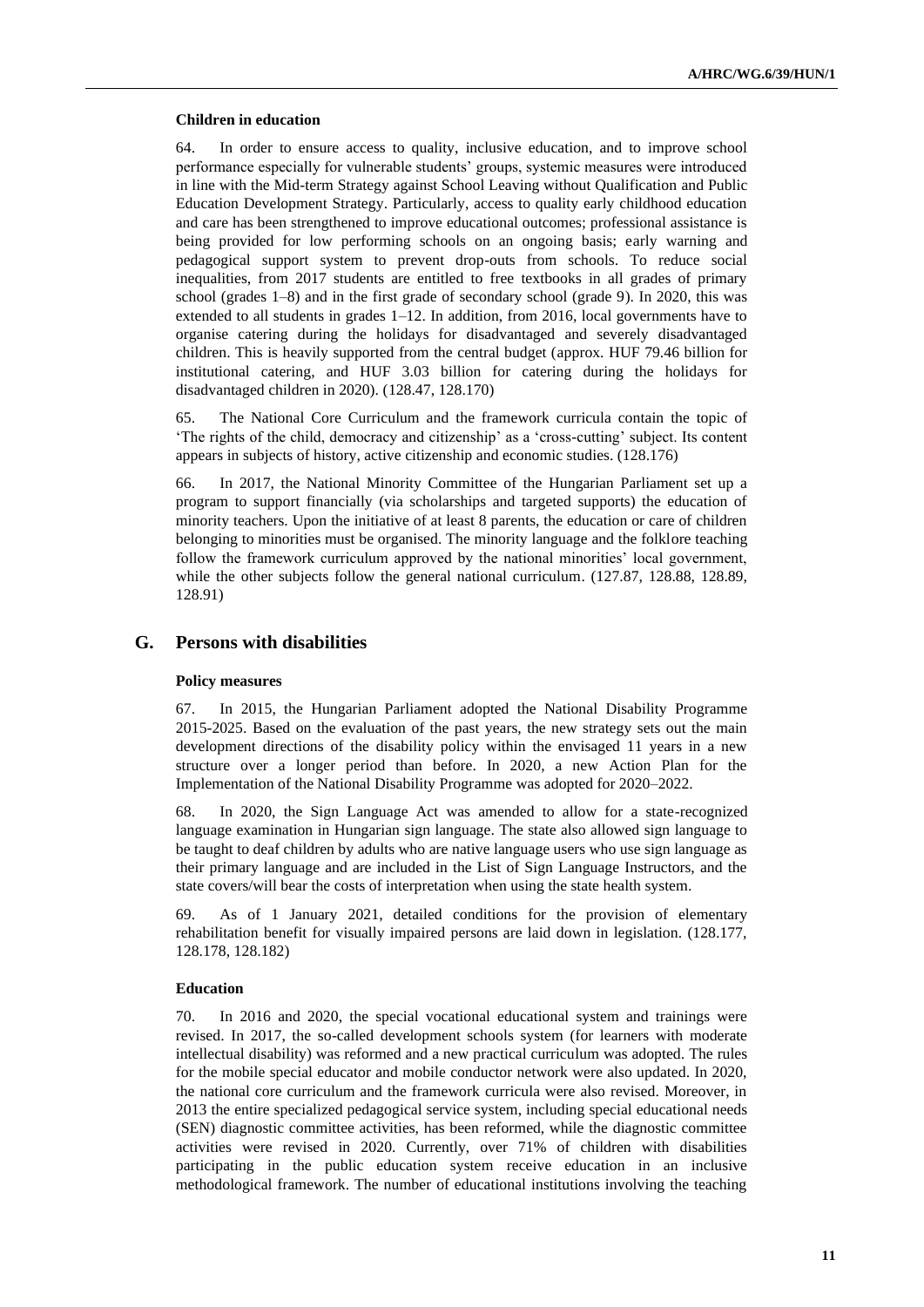#### Children in education

64. In order to ensure access to quality, inclusive education, and to improve school performance especially for vulnerable students' groups, systemic measures were introduced in line with the Mid-term Strategy against School Leaving without Qualification and Public Education Development Strategy. Particularly, access to quality early childhood education and care has been strengthened to improve educational outcomes; professional assistance is being provided for low performing schools on an ongoing basis; early warning and pedagogical support system to prevent drop-outs from schools. To reduce social inequalities, from 2017 students are entitled to free textbooks in all grades of primary school (grades 1–8) and in the first grade of secondary school (grade 9). In 2020, this was extended to all students in grades 1–12. In addition, from 2016, local governments have to organise catering during the holidays for disadvantaged and severely disadvantaged children. This is heavily supported from the central budget (approx. HUF 79.46 billion for institutional catering, and HUF 3.03 billion for catering during the holidays for disadvantaged children in 2020). (128.47, 128.170)

65. The National Core Curriculum and the framework curricula contain the topic of 'The rights of the child, democracy and citizenship' as a 'cross-cutting' subject. Its content appears in subjects of history, active citizenship and economic studies. (128.176)

66. In 2017, the National Minority Committee of the Hungarian Parliament set up a program to support financially (via scholarships and targeted supports) the education of minority teachers. Upon the initiative of at least 8 parents, the education or care of children belonging to minorities must be organised. The minority language and the folklore teaching follow the framework curriculum approved by the national minorities' local government, while the other subjects follow the general national curriculum. (127.87, 128.88, 128.89, 128.91)

## G. Persons with disabilities

#### Policy measures

67. In 2015, the Hungarian Parliament adopted the National Disability Programme 2015-2025. Based on the evaluation of the past years, the new strategy sets out the main development directions of the disability policy within the envisaged 11 years in a new structure over a longer period than before. In 2020, a new Action Plan for the Implementation of the National Disability Programme was adopted for 2020–2022.

68. In 2020, the Sign Language Act was amended to allow for a state-recognized language examination in Hungarian sign language. The state also allowed sign language to be taught to deaf children by adults who are native language users who use sign language as their primary language and are included in the List of Sign Language Instructors, and the state covers/will bear the costs of interpretation when using the state health system.

69. As of 1 January 2021, detailed conditions for the provision of elementary rehabilitation benefit for visually impaired persons are laid down in legislation. (128.177, 128.178, 128.182)

#### Education

70. In 2016 and 2020, the special vocational educational system and trainings were revised. In 2017, the so-called development schools system (for learners with moderate intellectual disability) was reformed and a new practical curriculum was adopted. The rules for the mobile special educator and mobile conductor network were also updated. In 2020, the national core curriculum and the framework curricula were also revised. Moreover, in 2013 the entire specialized pedagogical service system, including special educational needs (SEN) diagnostic committee activities, has been reformed, while the diagnostic committee activities were revised in 2020. Currently, over 71% of children with disabilities participating in the public education system receive education in an inclusive methodological framework. The number of educational institutions involving the teaching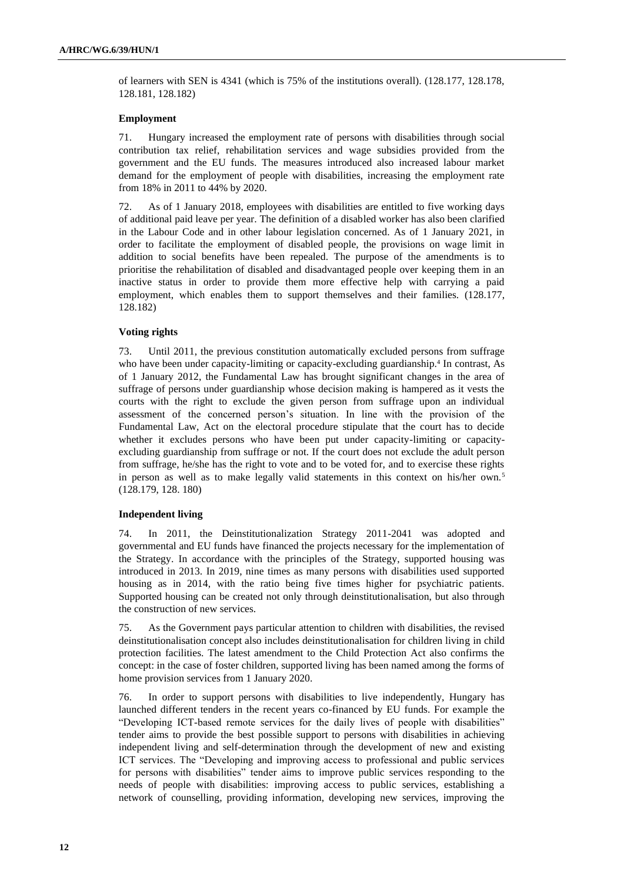of learners with SEN is 4341 (which is 75% of the institutions overall). (128.177, 128.178, 128.181, 128.182)

**Employment**

71. Hungary increased the employment rate of persons with disabilities through social contribution tax relief, rehabilitation services and wage subsidies provided from the government and the EU funds. The measures introduced also increased labour market demand for the employment of people with disabilities, increasing the employment rate from 18% in 2011 to 44% by 2020.

72. As of 1 January 2018, employees with disabilities are entitled to five working days of additional paid leave per year. The definition of a disabled worker has also been clarified in the Labour Code and in other labour legislation concerned. As of 1 January 2021, in order to facilitate the employment of disabled people, the provisions on wage limit in addition to social benefits have been repealed. The purpose of the amendments is to prioritise the rehabilitation of disabled and disadvantaged people over keeping them in an inactive status in order to provide them more effective help with carrying a paid employment, which enables them to support themselves and their families. (128.177, 128.182)

**Voting rights**

73. Until 2011, the previous constitution automatically excluded persons from suffrage who have been under capacity-limiting or capacity-excluding guardianship.[4] In contrast, As of 1 January 2012, the Fundamental Law has brought significant changes in the area of suffrage of persons under guardianship whose decision making is hampered as it vests the courts with the right to exclude the given person from suffrage upon an individual assessment of the concerned person's situation. In line with the provision of the Fundamental Law, Act on the electoral procedure stipulate that the court has to decide whether it excludes persons who have been put under capacity-limiting or capacity-excluding guardianship from suffrage or not. If the court does not exclude the adult person from suffrage, he/she has the right to vote and to be voted for, and to exercise these rights in person as well as to make legally valid statements in this context on his/her own.[5] (128.179, 128. 180)

**Independent living**

74. In 2011, the Deinstitutionalization Strategy 2011-2041 was adopted and governmental and EU funds have financed the projects necessary for the implementation of the Strategy. In accordance with the principles of the Strategy, supported housing was introduced in 2013. In 2019, nine times as many persons with disabilities used supported housing as in 2014, with the ratio being five times higher for psychiatric patients. Supported housing can be created not only through deinstitutionalisation, but also through the construction of new services.

75. As the Government pays particular attention to children with disabilities, the revised deinstitutionalisation concept also includes deinstitutionalisation for children living in child protection facilities. The latest amendment to the Child Protection Act also confirms the concept: in the case of foster children, supported living has been named among the forms of home provision services from 1 January 2020.

76. In order to support persons with disabilities to live independently, Hungary has launched different tenders in the recent years co-financed by EU funds. For example the "Developing ICT-based remote services for the daily lives of people with disabilities" tender aims to provide the best possible support to persons with disabilities in achieving independent living and self-determination through the development of new and existing ICT services. The "Developing and improving access to professional and public services for persons with disabilities" tender aims to improve public services responding to the needs of people with disabilities: improving access to public services, establishing a network of counselling, providing information, developing new services, improving the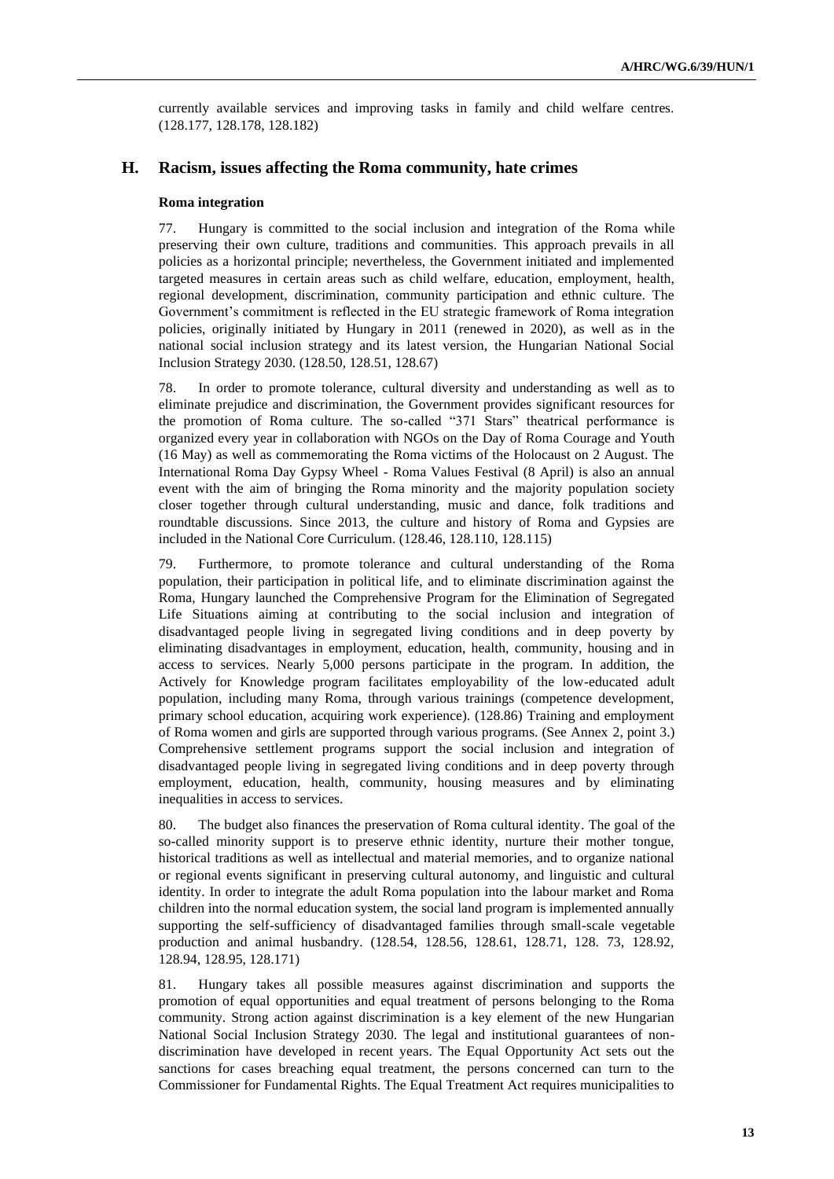currently available services and improving tasks in family and child welfare centres. (128.177, 128.178, 128.182)

## H. Racism, issues affecting the Roma community, hate crimes

### Roma integration

77. Hungary is committed to the social inclusion and integration of the Roma while preserving their own culture, traditions and communities. This approach prevails in all policies as a horizontal principle; nevertheless, the Government initiated and implemented targeted measures in certain areas such as child welfare, education, employment, health, regional development, discrimination, community participation and ethnic culture. The Government's commitment is reflected in the EU strategic framework of Roma integration policies, originally initiated by Hungary in 2011 (renewed in 2020), as well as in the national social inclusion strategy and its latest version, the Hungarian National Social Inclusion Strategy 2030. (128.50, 128.51, 128.67)

78. In order to promote tolerance, cultural diversity and understanding as well as to eliminate prejudice and discrimination, the Government provides significant resources for the promotion of Roma culture. The so-called "371 Stars" theatrical performance is organized every year in collaboration with NGOs on the Day of Roma Courage and Youth (16 May) as well as commemorating the Roma victims of the Holocaust on 2 August. The International Roma Day Gypsy Wheel - Roma Values Festival (8 April) is also an annual event with the aim of bringing the Roma minority and the majority population society closer together through cultural understanding, music and dance, folk traditions and roundtable discussions. Since 2013, the culture and history of Roma and Gypsies are included in the National Core Curriculum. (128.46, 128.110, 128.115)

79. Furthermore, to promote tolerance and cultural understanding of the Roma population, their participation in political life, and to eliminate discrimination against the Roma, Hungary launched the Comprehensive Program for the Elimination of Segregated Life Situations aiming at contributing to the social inclusion and integration of disadvantaged people living in segregated living conditions and in deep poverty by eliminating disadvantages in employment, education, health, community, housing and in access to services. Nearly 5,000 persons participate in the program. In addition, the Actively for Knowledge program facilitates employability of the low-educated adult population, including many Roma, through various trainings (competence development, primary school education, acquiring work experience). (128.86) Training and employment of Roma women and girls are supported through various programs. (See Annex 2, point 3.) Comprehensive settlement programs support the social inclusion and integration of disadvantaged people living in segregated living conditions and in deep poverty through employment, education, health, community, housing measures and by eliminating inequalities in access to services.

80. The budget also finances the preservation of Roma cultural identity. The goal of the so-called minority support is to preserve ethnic identity, nurture their mother tongue, historical traditions as well as intellectual and material memories, and to organize national or regional events significant in preserving cultural autonomy, and linguistic and cultural identity. In order to integrate the adult Roma population into the labour market and Roma children into the normal education system, the social land program is implemented annually supporting the self-sufficiency of disadvantaged families through small-scale vegetable production and animal husbandry. (128.54, 128.56, 128.61, 128.71, 128. 73, 128.92, 128.94, 128.95, 128.171)

81. Hungary takes all possible measures against discrimination and supports the promotion of equal opportunities and equal treatment of persons belonging to the Roma community. Strong action against discrimination is a key element of the new Hungarian National Social Inclusion Strategy 2030. The legal and institutional guarantees of non-discrimination have developed in recent years. The Equal Opportunity Act sets out the sanctions for cases breaching equal treatment, the persons concerned can turn to the Commissioner for Fundamental Rights. The Equal Treatment Act requires municipalities to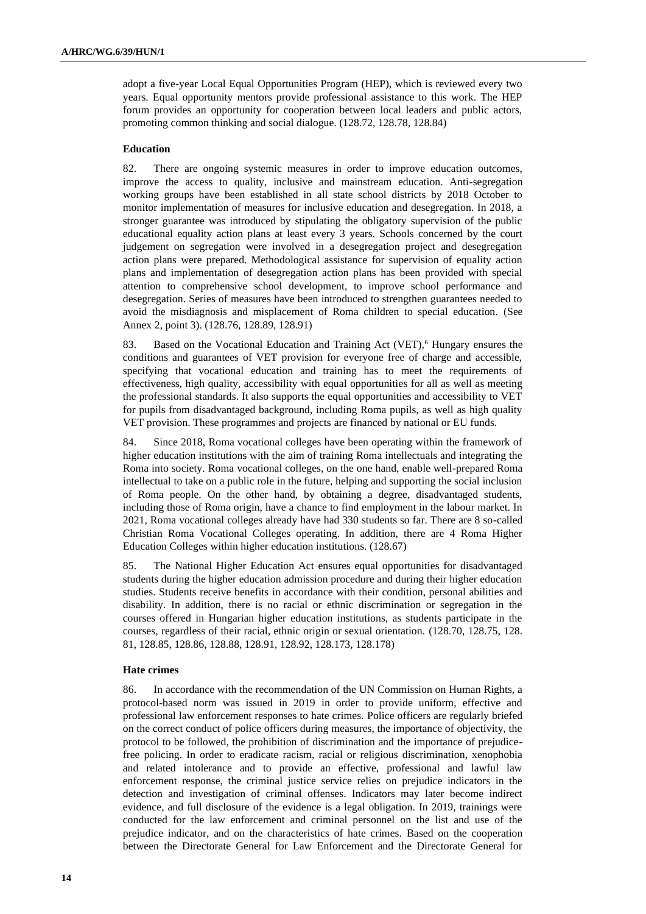adopt a five-year Local Equal Opportunities Program (HEP), which is reviewed every two years. Equal opportunity mentors provide professional assistance to this work. The HEP forum provides an opportunity for cooperation between local leaders and public actors, promoting common thinking and social dialogue. (128.72, 128.78, 128.84)

**Education**

82. There are ongoing systemic measures in order to improve education outcomes, improve the access to quality, inclusive and mainstream education. Anti-segregation working groups have been established in all state school districts by 2018 October to monitor implementation of measures for inclusive education and desegregation. In 2018, a stronger guarantee was introduced by stipulating the obligatory supervision of the public educational equality action plans at least every 3 years. Schools concerned by the court judgement on segregation were involved in a desegregation project and desegregation action plans were prepared. Methodological assistance for supervision of equality action plans and implementation of desegregation action plans has been provided with special attention to comprehensive school development, to improve school performance and desegregation. Series of measures have been introduced to strengthen guarantees needed to avoid the misdiagnosis and misplacement of Roma children to special education. (See Annex 2, point 3). (128.76, 128.89, 128.91)

83. Based on the Vocational Education and Training Act (VET),[6] Hungary ensures the conditions and guarantees of VET provision for everyone free of charge and accessible, specifying that vocational education and training has to meet the requirements of effectiveness, high quality, accessibility with equal opportunities for all as well as meeting the professional standards. It also supports the equal opportunities and accessibility to VET for pupils from disadvantaged background, including Roma pupils, as well as high quality VET provision. These programmes and projects are financed by national or EU funds.

84. Since 2018, Roma vocational colleges have been operating within the framework of higher education institutions with the aim of training Roma intellectuals and integrating the Roma into society. Roma vocational colleges, on the one hand, enable well-prepared Roma intellectual to take on a public role in the future, helping and supporting the social inclusion of Roma people. On the other hand, by obtaining a degree, disadvantaged students, including those of Roma origin, have a chance to find employment in the labour market. In 2021, Roma vocational colleges already have had 330 students so far. There are 8 so-called Christian Roma Vocational Colleges operating. In addition, there are 4 Roma Higher Education Colleges within higher education institutions. (128.67)

85. The National Higher Education Act ensures equal opportunities for disadvantaged students during the higher education admission procedure and during their higher education studies. Students receive benefits in accordance with their condition, personal abilities and disability. In addition, there is no racial or ethnic discrimination or segregation in the courses offered in Hungarian higher education institutions, as students participate in the courses, regardless of their racial, ethnic origin or sexual orientation. (128.70, 128.75, 128. 81, 128.85, 128.86, 128.88, 128.91, 128.92, 128.173, 128.178)

**Hate crimes**

86. In accordance with the recommendation of the UN Commission on Human Rights, a protocol-based norm was issued in 2019 in order to provide uniform, effective and professional law enforcement responses to hate crimes. Police officers are regularly briefed on the correct conduct of police officers during measures, the importance of objectivity, the protocol to be followed, the prohibition of discrimination and the importance of prejudice-free policing. In order to eradicate racism, racial or religious discrimination, xenophobia and related intolerance and to provide an effective, professional and lawful law enforcement response, the criminal justice service relies on prejudice indicators in the detection and investigation of criminal offenses. Indicators may later become indirect evidence, and full disclosure of the evidence is a legal obligation. In 2019, trainings were conducted for the law enforcement and criminal personnel on the list and use of the prejudice indicator, and on the characteristics of hate crimes. Based on the cooperation between the Directorate General for Law Enforcement and the Directorate General for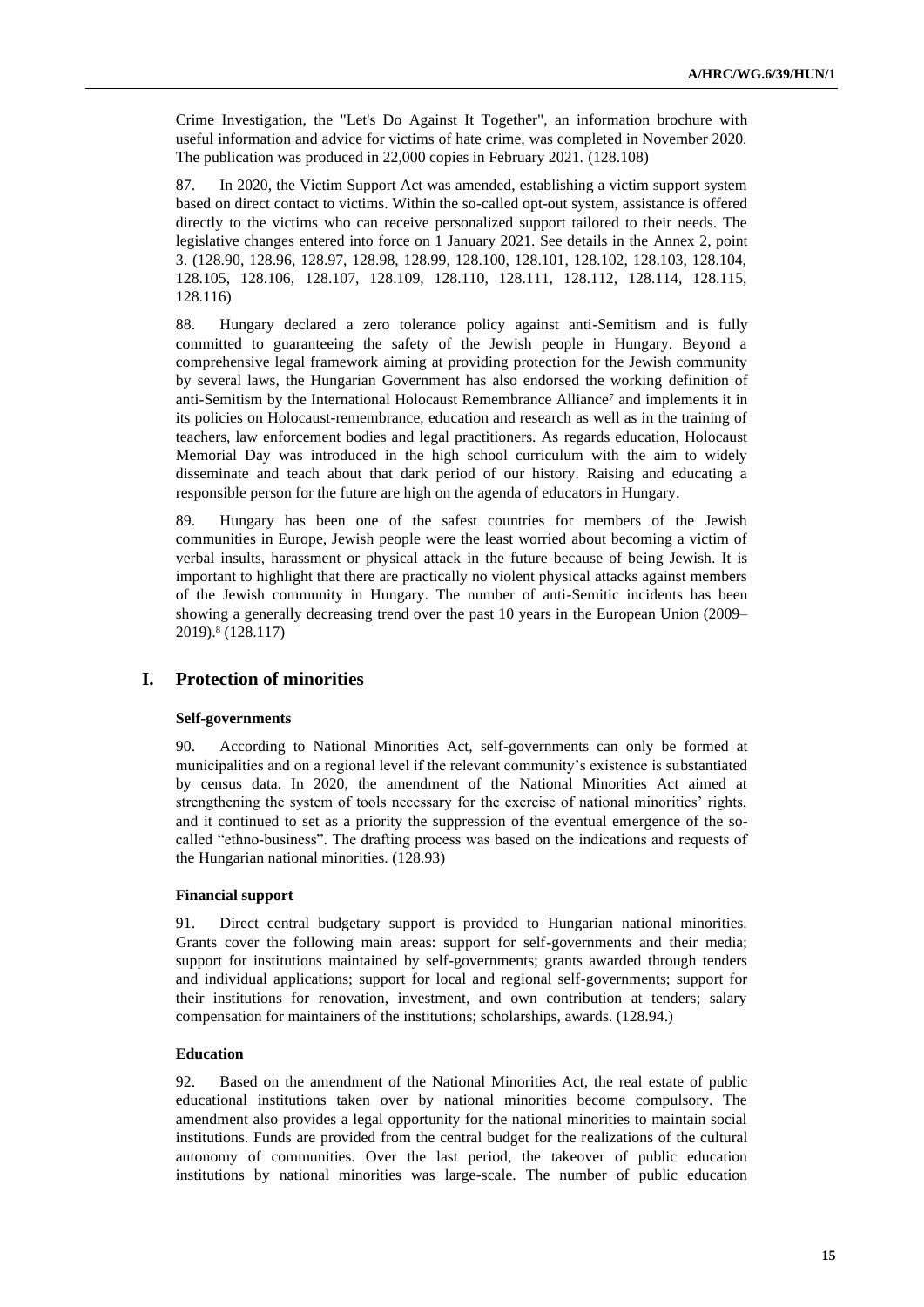Crime Investigation, the "Let's Do Against It Together", an information brochure with useful information and advice for victims of hate crime, was completed in November 2020. The publication was produced in 22,000 copies in February 2021. (128.108)

87. In 2020, the Victim Support Act was amended, establishing a victim support system based on direct contact to victims. Within the so-called opt-out system, assistance is offered directly to the victims who can receive personalized support tailored to their needs. The legislative changes entered into force on 1 January 2021. See details in the Annex 2, point 3. (128.90, 128.96, 128.97, 128.98, 128.99, 128.100, 128.101, 128.102, 128.103, 128.104, 128.105, 128.106, 128.107, 128.109, 128.110, 128.111, 128.112, 128.114, 128.115, 128.116)

88. Hungary declared a zero tolerance policy against anti-Semitism and is fully committed to guaranteeing the safety of the Jewish people in Hungary. Beyond a comprehensive legal framework aiming at providing protection for the Jewish community by several laws, the Hungarian Government has also endorsed the working definition of anti-Semitism by the International Holocaust Remembrance Alliance[7] and implements it in its policies on Holocaust-remembrance, education and research as well as in the training of teachers, law enforcement bodies and legal practitioners. As regards education, Holocaust Memorial Day was introduced in the high school curriculum with the aim to widely disseminate and teach about that dark period of our history. Raising and educating a responsible person for the future are high on the agenda of educators in Hungary.

89. Hungary has been one of the safest countries for members of the Jewish communities in Europe, Jewish people were the least worried about becoming a victim of verbal insults, harassment or physical attack in the future because of being Jewish. It is important to highlight that there are practically no violent physical attacks against members of the Jewish community in Hungary. The number of anti-Semitic incidents has been showing a generally decreasing trend over the past 10 years in the European Union (2009–2019).[8] (128.117)

## I. Protection of minorities

### Self-governments

90. According to National Minorities Act, self-governments can only be formed at municipalities and on a regional level if the relevant community's existence is substantiated by census data. In 2020, the amendment of the National Minorities Act aimed at strengthening the system of tools necessary for the exercise of national minorities' rights, and it continued to set as a priority the suppression of the eventual emergence of the so-called "ethno-business". The drafting process was based on the indications and requests of the Hungarian national minorities. (128.93)

### Financial support

91. Direct central budgetary support is provided to Hungarian national minorities. Grants cover the following main areas: support for self-governments and their media; support for institutions maintained by self-governments; grants awarded through tenders and individual applications; support for local and regional self-governments; support for their institutions for renovation, investment, and own contribution at tenders; salary compensation for maintainers of the institutions; scholarships, awards. (128.94.)

### Education

92. Based on the amendment of the National Minorities Act, the real estate of public educational institutions taken over by national minorities become compulsory. The amendment also provides a legal opportunity for the national minorities to maintain social institutions. Funds are provided from the central budget for the realizations of the cultural autonomy of communities. Over the last period, the takeover of public education institutions by national minorities was large-scale. The number of public education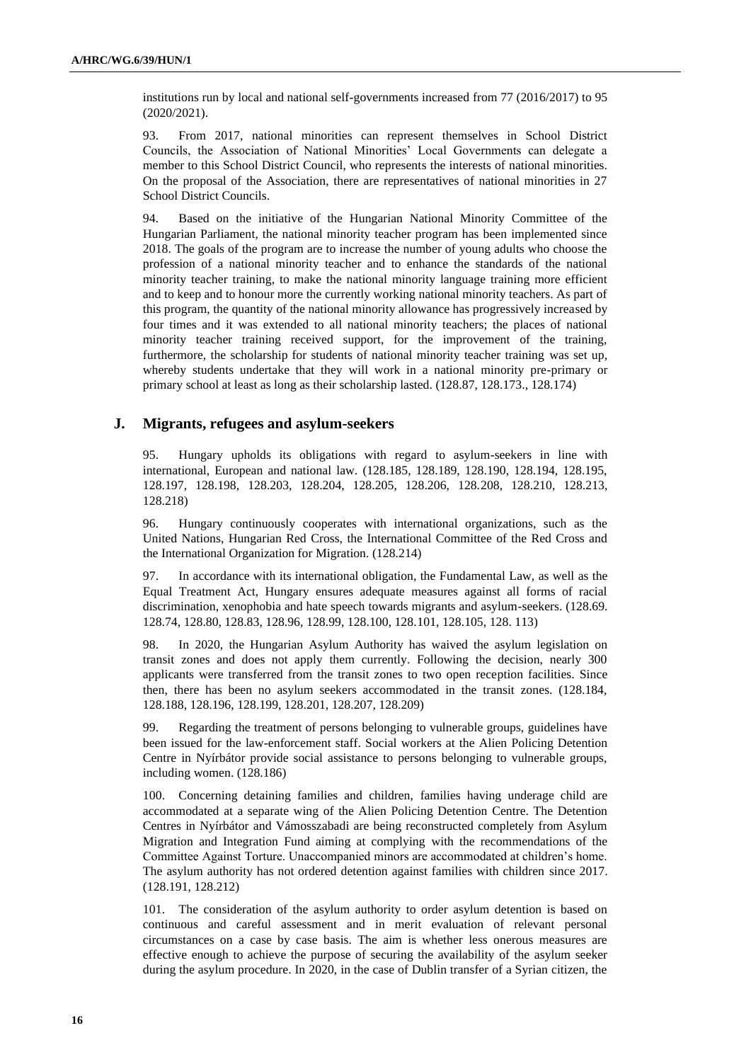institutions run by local and national self-governments increased from 77 (2016/2017) to 95 (2020/2021).

93. From 2017, national minorities can represent themselves in School District Councils, the Association of National Minorities' Local Governments can delegate a member to this School District Council, who represents the interests of national minorities. On the proposal of the Association, there are representatives of national minorities in 27 School District Councils.

94. Based on the initiative of the Hungarian National Minority Committee of the Hungarian Parliament, the national minority teacher program has been implemented since 2018. The goals of the program are to increase the number of young adults who choose the profession of a national minority teacher and to enhance the standards of the national minority teacher training, to make the national minority language training more efficient and to keep and to honour more the currently working national minority teachers. As part of this program, the quantity of the national minority allowance has progressively increased by four times and it was extended to all national minority teachers; the places of national minority teacher training received support, for the improvement of the training, furthermore, the scholarship for students of national minority teacher training was set up, whereby students undertake that they will work in a national minority pre-primary or primary school at least as long as their scholarship lasted. (128.87, 128.173., 128.174)

## J. Migrants, refugees and asylum-seekers

95. Hungary upholds its obligations with regard to asylum-seekers in line with international, European and national law. (128.185, 128.189, 128.190, 128.194, 128.195, 128.197, 128.198, 128.203, 128.204, 128.205, 128.206, 128.208, 128.210, 128.213, 128.218)

96. Hungary continuously cooperates with international organizations, such as the United Nations, Hungarian Red Cross, the International Committee of the Red Cross and the International Organization for Migration. (128.214)

97. In accordance with its international obligation, the Fundamental Law, as well as the Equal Treatment Act, Hungary ensures adequate measures against all forms of racial discrimination, xenophobia and hate speech towards migrants and asylum-seekers. (128.69. 128.74, 128.80, 128.83, 128.96, 128.99, 128.100, 128.101, 128.105, 128. 113)

98. In 2020, the Hungarian Asylum Authority has waived the asylum legislation on transit zones and does not apply them currently. Following the decision, nearly 300 applicants were transferred from the transit zones to two open reception facilities. Since then, there has been no asylum seekers accommodated in the transit zones. (128.184, 128.188, 128.196, 128.199, 128.201, 128.207, 128.209)

99. Regarding the treatment of persons belonging to vulnerable groups, guidelines have been issued for the law-enforcement staff. Social workers at the Alien Policing Detention Centre in Nyírbátor provide social assistance to persons belonging to vulnerable groups, including women. (128.186)

100. Concerning detaining families and children, families having underage child are accommodated at a separate wing of the Alien Policing Detention Centre. The Detention Centres in Nyírbátor and Vámosszabadi are being reconstructed completely from Asylum Migration and Integration Fund aiming at complying with the recommendations of the Committee Against Torture. Unaccompanied minors are accommodated at children's home. The asylum authority has not ordered detention against families with children since 2017. (128.191, 128.212)

101. The consideration of the asylum authority to order asylum detention is based on continuous and careful assessment and in merit evaluation of relevant personal circumstances on a case by case basis. The aim is whether less onerous measures are effective enough to achieve the purpose of securing the availability of the asylum seeker during the asylum procedure. In 2020, in the case of Dublin transfer of a Syrian citizen, the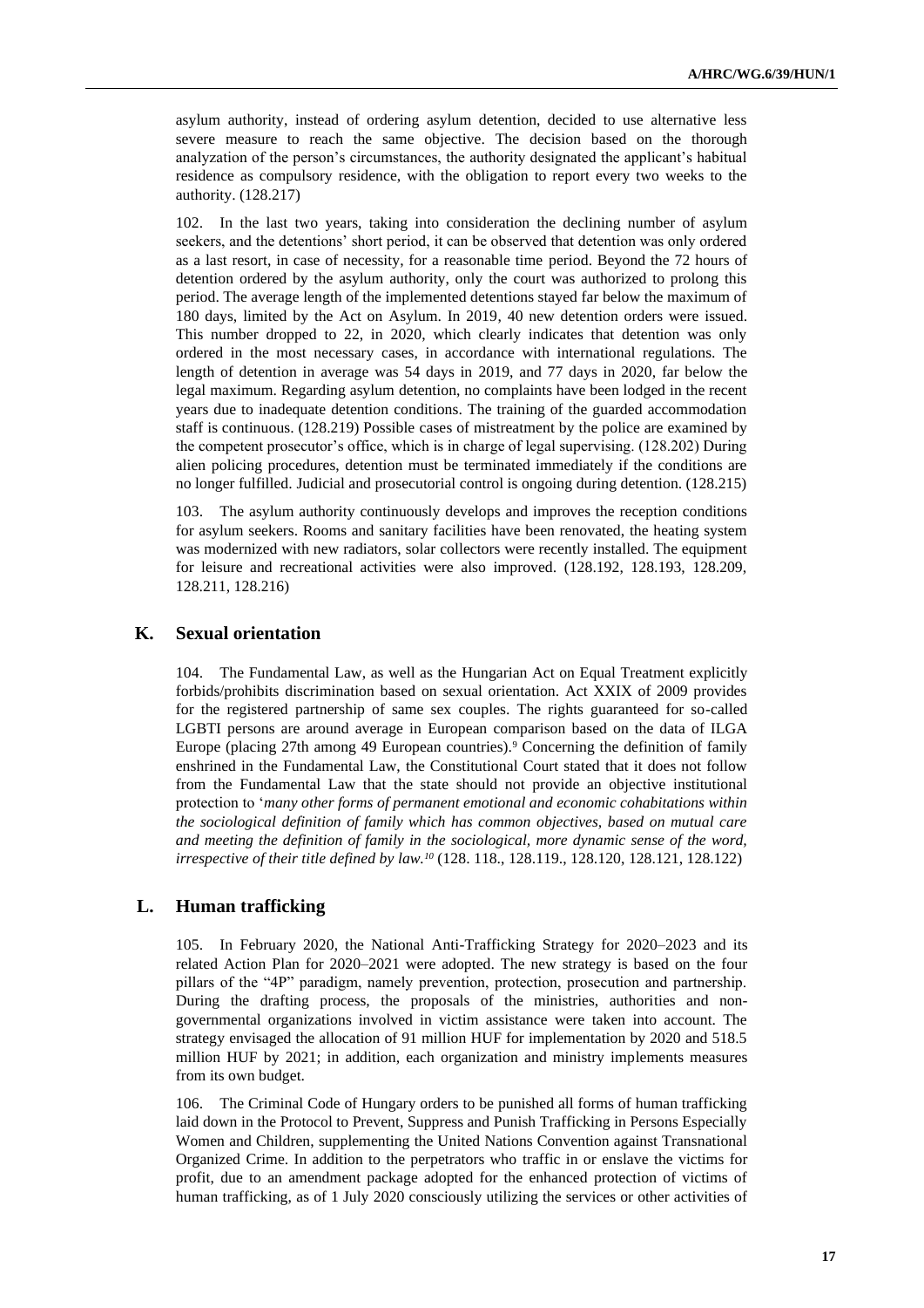asylum authority, instead of ordering asylum detention, decided to use alternative less severe measure to reach the same objective. The decision based on the thorough analyzation of the person's circumstances, the authority designated the applicant's habitual residence as compulsory residence, with the obligation to report every two weeks to the authority. (128.217)

102. In the last two years, taking into consideration the declining number of asylum seekers, and the detentions' short period, it can be observed that detention was only ordered as a last resort, in case of necessity, for a reasonable time period. Beyond the 72 hours of detention ordered by the asylum authority, only the court was authorized to prolong this period. The average length of the implemented detentions stayed far below the maximum of 180 days, limited by the Act on Asylum. In 2019, 40 new detention orders were issued. This number dropped to 22, in 2020, which clearly indicates that detention was only ordered in the most necessary cases, in accordance with international regulations. The length of detention in average was 54 days in 2019, and 77 days in 2020, far below the legal maximum. Regarding asylum detention, no complaints have been lodged in the recent years due to inadequate detention conditions. The training of the guarded accommodation staff is continuous. (128.219) Possible cases of mistreatment by the police are examined by the competent prosecutor's office, which is in charge of legal supervising. (128.202) During alien policing procedures, detention must be terminated immediately if the conditions are no longer fulfilled. Judicial and prosecutorial control is ongoing during detention. (128.215)

103. The asylum authority continuously develops and improves the reception conditions for asylum seekers. Rooms and sanitary facilities have been renovated, the heating system was modernized with new radiators, solar collectors were recently installed. The equipment for leisure and recreational activities were also improved. (128.192, 128.193, 128.209, 128.211, 128.216)

## K. Sexual orientation

104. The Fundamental Law, as well as the Hungarian Act on Equal Treatment explicitly forbids/prohibits discrimination based on sexual orientation. Act XXIX of 2009 provides for the registered partnership of same sex couples. The rights guaranteed for so-called LGBTI persons are around average in European comparison based on the data of ILGA Europe (placing 27th among 49 European countries).[9] Concerning the definition of family enshrined in the Fundamental Law, the Constitutional Court stated that it does not follow from the Fundamental Law that the state should not provide an objective institutional protection to '*many other forms of permanent emotional and economic cohabitations within the sociological definition of family which has common objectives, based on mutual care and meeting the definition of family in the sociological, more dynamic sense of the word, irrespective of their title defined by law.*[10] (128. 118., 128.119., 128.120, 128.121, 128.122)

## L. Human trafficking

105. In February 2020, the National Anti-Trafficking Strategy for 2020–2023 and its related Action Plan for 2020–2021 were adopted. The new strategy is based on the four pillars of the "4P" paradigm, namely prevention, protection, prosecution and partnership. During the drafting process, the proposals of the ministries, authorities and non-governmental organizations involved in victim assistance were taken into account. The strategy envisaged the allocation of 91 million HUF for implementation by 2020 and 518.5 million HUF by 2021; in addition, each organization and ministry implements measures from its own budget.

106. The Criminal Code of Hungary orders to be punished all forms of human trafficking laid down in the Protocol to Prevent, Suppress and Punish Trafficking in Persons Especially Women and Children, supplementing the United Nations Convention against Transnational Organized Crime. In addition to the perpetrators who traffic in or enslave the victims for profit, due to an amendment package adopted for the enhanced protection of victims of human trafficking, as of 1 July 2020 consciously utilizing the services or other activities of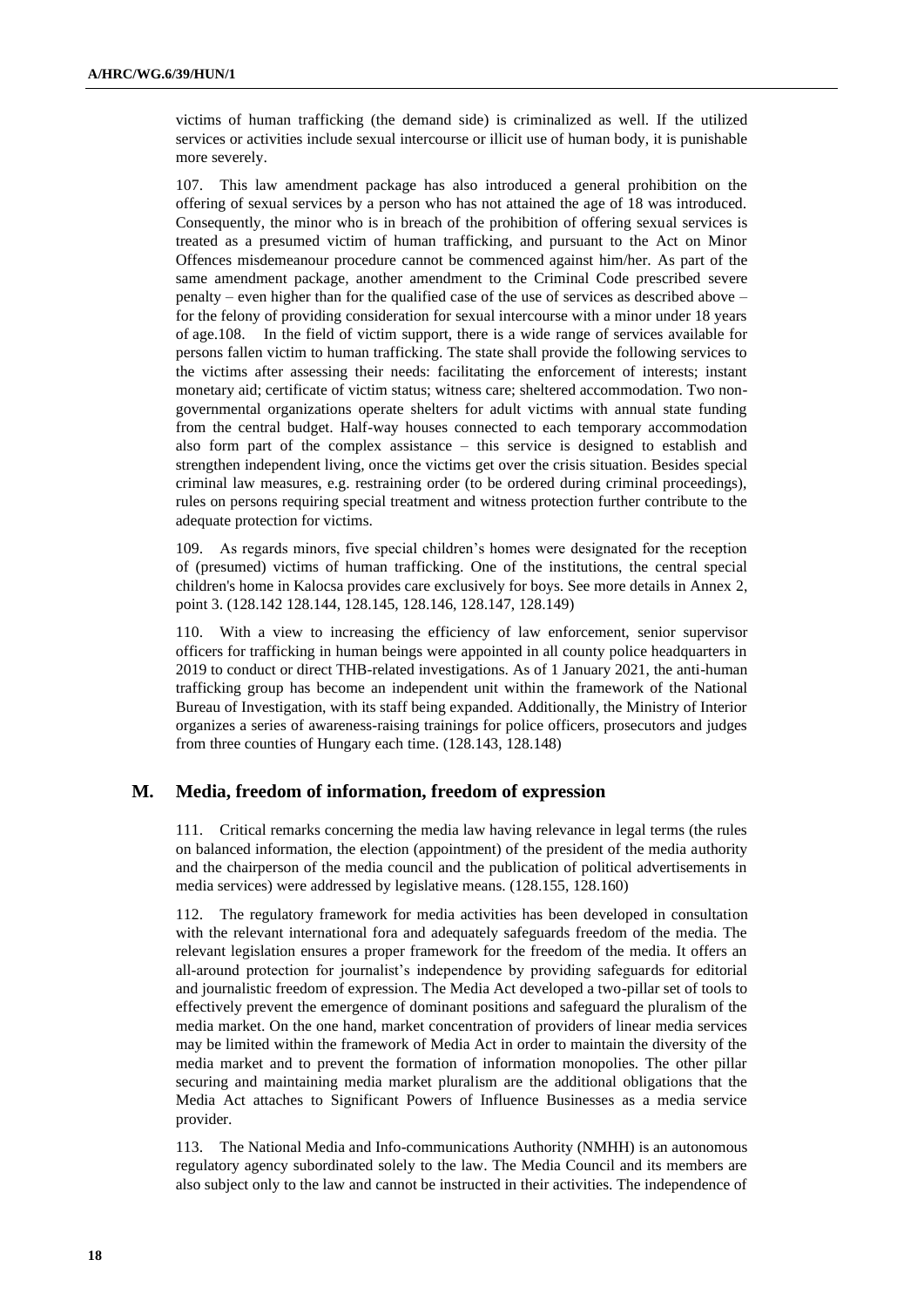victims of human trafficking (the demand side) is criminalized as well. If the utilized services or activities include sexual intercourse or illicit use of human body, it is punishable more severely.

107. This law amendment package has also introduced a general prohibition on the offering of sexual services by a person who has not attained the age of 18 was introduced. Consequently, the minor who is in breach of the prohibition of offering sexual services is treated as a presumed victim of human trafficking, and pursuant to the Act on Minor Offences misdemeanour procedure cannot be commenced against him/her. As part of the same amendment package, another amendment to the Criminal Code prescribed severe penalty – even higher than for the qualified case of the use of services as described above – for the felony of providing consideration for sexual intercourse with a minor under 18 years of age.108. In the field of victim support, there is a wide range of services available for persons fallen victim to human trafficking. The state shall provide the following services to the victims after assessing their needs: facilitating the enforcement of interests; instant monetary aid; certificate of victim status; witness care; sheltered accommodation. Two non-governmental organizations operate shelters for adult victims with annual state funding from the central budget. Half-way houses connected to each temporary accommodation also form part of the complex assistance – this service is designed to establish and strengthen independent living, once the victims get over the crisis situation. Besides special criminal law measures, e.g. restraining order (to be ordered during criminal proceedings), rules on persons requiring special treatment and witness protection further contribute to the adequate protection for victims.

109. As regards minors, five special children's homes were designated for the reception of (presumed) victims of human trafficking. One of the institutions, the central special children's home in Kalocsa provides care exclusively for boys. See more details in Annex 2, point 3. (128.142 128.144, 128.145, 128.146, 128.147, 128.149)

110. With a view to increasing the efficiency of law enforcement, senior supervisor officers for trafficking in human beings were appointed in all county police headquarters in 2019 to conduct or direct THB-related investigations. As of 1 January 2021, the anti-human trafficking group has become an independent unit within the framework of the National Bureau of Investigation, with its staff being expanded. Additionally, the Ministry of Interior organizes a series of awareness-raising trainings for police officers, prosecutors and judges from three counties of Hungary each time. (128.143, 128.148)

## M. Media, freedom of information, freedom of expression

111. Critical remarks concerning the media law having relevance in legal terms (the rules on balanced information, the election (appointment) of the president of the media authority and the chairperson of the media council and the publication of political advertisements in media services) were addressed by legislative means. (128.155, 128.160)

112. The regulatory framework for media activities has been developed in consultation with the relevant international fora and adequately safeguards freedom of the media. The relevant legislation ensures a proper framework for the freedom of the media. It offers an all-around protection for journalist's independence by providing safeguards for editorial and journalistic freedom of expression. The Media Act developed a two-pillar set of tools to effectively prevent the emergence of dominant positions and safeguard the pluralism of the media market. On the one hand, market concentration of providers of linear media services may be limited within the framework of Media Act in order to maintain the diversity of the media market and to prevent the formation of information monopolies. The other pillar securing and maintaining media market pluralism are the additional obligations that the Media Act attaches to Significant Powers of Influence Businesses as a media service provider.

113. The National Media and Info-communications Authority (NMHH) is an autonomous regulatory agency subordinated solely to the law. The Media Council and its members are also subject only to the law and cannot be instructed in their activities. The independence of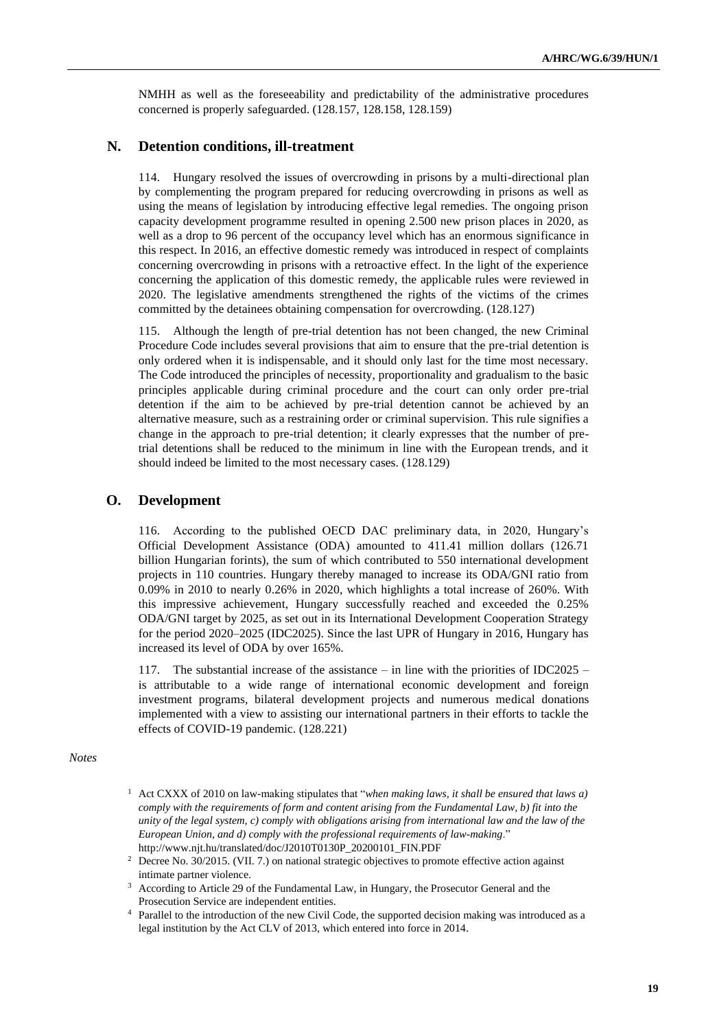NMHH as well as the foreseeability and predictability of the administrative procedures concerned is properly safeguarded. (128.157, 128.158, 128.159)

## N. Detention conditions, ill-treatment

114. Hungary resolved the issues of overcrowding in prisons by a multi-directional plan by complementing the program prepared for reducing overcrowding in prisons as well as using the means of legislation by introducing effective legal remedies. The ongoing prison capacity development programme resulted in opening 2.500 new prison places in 2020, as well as a drop to 96 percent of the occupancy level which has an enormous significance in this respect. In 2016, an effective domestic remedy was introduced in respect of complaints concerning overcrowding in prisons with a retroactive effect. In the light of the experience concerning the application of this domestic remedy, the applicable rules were reviewed in 2020. The legislative amendments strengthened the rights of the victims of the crimes committed by the detainees obtaining compensation for overcrowding. (128.127)

115. Although the length of pre-trial detention has not been changed, the new Criminal Procedure Code includes several provisions that aim to ensure that the pre-trial detention is only ordered when it is indispensable, and it should only last for the time most necessary. The Code introduced the principles of necessity, proportionality and gradualism to the basic principles applicable during criminal procedure and the court can only order pre-trial detention if the aim to be achieved by pre-trial detention cannot be achieved by an alternative measure, such as a restraining order or criminal supervision. This rule signifies a change in the approach to pre-trial detention; it clearly expresses that the number of pre-trial detentions shall be reduced to the minimum in line with the European trends, and it should indeed be limited to the most necessary cases. (128.129)

## O. Development

116. According to the published OECD DAC preliminary data, in 2020, Hungary's Official Development Assistance (ODA) amounted to 411.41 million dollars (126.71 billion Hungarian forints), the sum of which contributed to 550 international development projects in 110 countries. Hungary thereby managed to increase its ODA/GNI ratio from 0.09% in 2010 to nearly 0.26% in 2020, which highlights a total increase of 260%. With this impressive achievement, Hungary successfully reached and exceeded the 0.25% ODA/GNI target by 2025, as set out in its International Development Cooperation Strategy for the period 2020–2025 (IDC2025). Since the last UPR of Hungary in 2016, Hungary has increased its level of ODA by over 165%.

117. The substantial increase of the assistance – in line with the priorities of IDC2025 – is attributable to a wide range of international economic development and foreign investment programs, bilateral development projects and numerous medical donations implemented with a view to assisting our international partners in their efforts to tackle the effects of COVID-19 pandemic. (128.221)

*Notes*

[1] Act CXXX of 2010 on law-making stipulates that "*when making laws, it shall be ensured that laws a) comply with the requirements of form and content arising from the Fundamental Law, b) fit into the unity of the legal system, c) comply with obligations arising from international law and the law of the European Union, and d) comply with the professional requirements of law-making*." http://www.njt.hu/translated/doc/J2010T0130P_20200101_FIN.PDF

[2] Decree No. 30/2015. (VII. 7.) on national strategic objectives to promote effective action against intimate partner violence.

[3] According to Article 29 of the Fundamental Law, in Hungary, the Prosecutor General and the Prosecution Service are independent entities.

[4] Parallel to the introduction of the new Civil Code, the supported decision making was introduced as a legal institution by the Act CLV of 2013, which entered into force in 2014.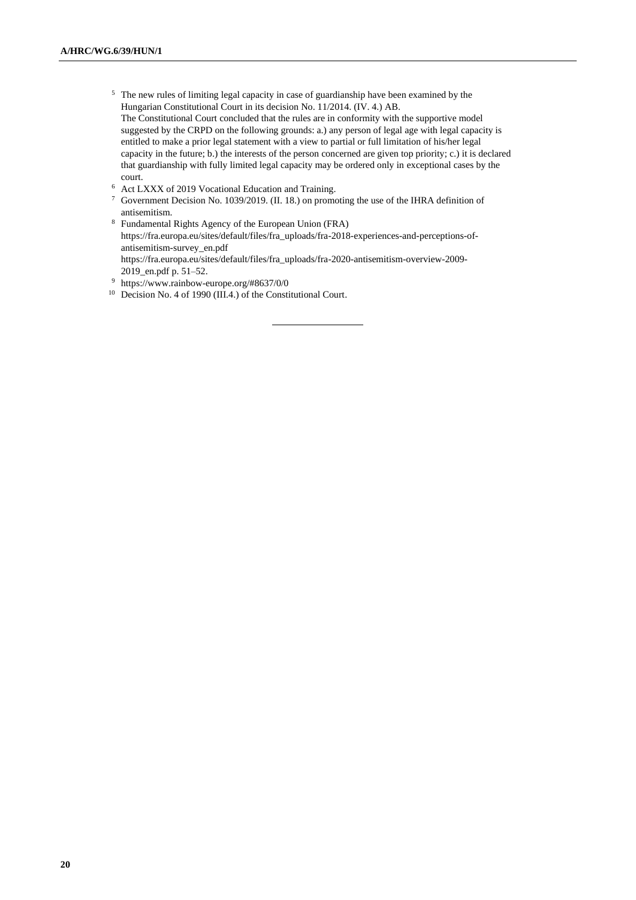[5] The new rules of limiting legal capacity in case of guardianship have been examined by the Hungarian Constitutional Court in its decision No. 11/2014. (IV. 4.) AB.
The Constitutional Court concluded that the rules are in conformity with the supportive model suggested by the CRPD on the following grounds: a.) any person of legal age with legal capacity is entitled to make a prior legal statement with a view to partial or full limitation of his/her legal capacity in the future; b.) the interests of the person concerned are given top priority; c.) it is declared that guardianship with fully limited legal capacity may be ordered only in exceptional cases by the court.

[6] Act LXXX of 2019 Vocational Education and Training.

[7] Government Decision No. 1039/2019. (II. 18.) on promoting the use of the IHRA definition of antisemitism.

[8] Fundamental Rights Agency of the European Union (FRA)
https://fra.europa.eu/sites/default/files/fra_uploads/fra-2018-experiences-and-perceptions-of-antisemitism-survey_en.pdf
https://fra.europa.eu/sites/default/files/fra_uploads/fra-2020-antisemitism-overview-2009-2019_en.pdf p. 51–52.

[9] https://www.rainbow-europe.org/#8637/0/0

[10] Decision No. 4 of 1990 (III.4.) of the Constitutional Court.